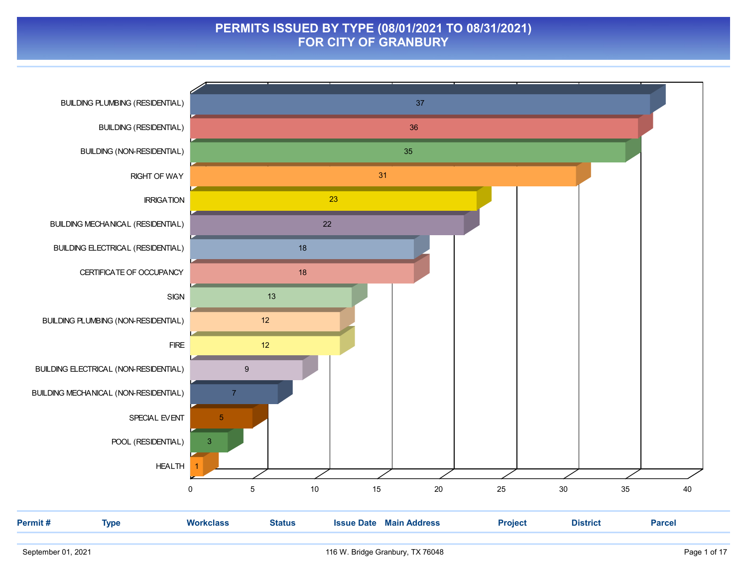# PERMITS ISSUED BY TYPE (08/01/2021 TO 08/31/2021)
# FOR CITY OF GRANBURY

| Type | Count |
|---|---|
| BUILDING PLUMBING (RESIDENTIAL) | 37 |
| BUILDING (RESIDENTIAL) | 36 |
| BUILDING (NON-RESIDENTIAL) | 35 |
| RIGHT OF WAY | 31 |
| IRRIGATION | 23 |
| BUILDING MECHANICAL (RESIDENTIAL) | 22 |
| BUILDING ELECTRICAL (RESIDENTIAL) | 18 |
| CERTIFICATE OF OCCUPANCY | 18 |
| SIGN | 13 |
| BUILDING PLUMBING (NON-RESIDENTIAL) | 12 |
| FIRE | 12 |
| BUILDING ELECTRICAL (NON-RESIDENTIAL) | 9 |
| BUILDING MECHANICAL (NON-RESIDENTIAL) | 7 |
| SPECIAL EVENT | 5 |
| POOL (RESIDENTIAL) | 3 |
| HEALTH | 1 |

| Permit # | Type | Workclass | Status | Issue Date | Main Address | Project | District | Parcel |
|---|---|---|---|---|---|---|---|---|

September 01, 2021 — 116 W. Bridge Granbury, TX 76048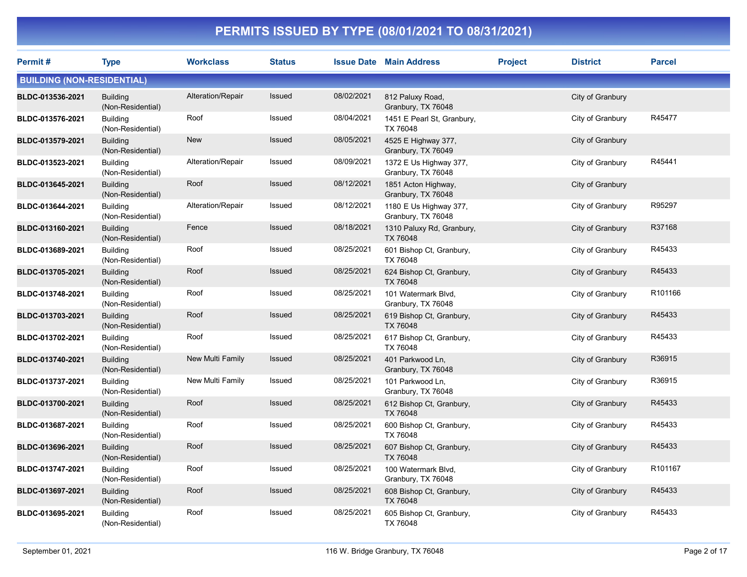# PERMITS ISSUED BY TYPE (08/01/2021 TO 08/31/2021)

| Permit # | Type | Workclass | Status | Issue Date | Main Address | Project | District | Parcel |
|---|---|---|---|---|---|---|---|---|
| **BUILDING (NON-RESIDENTIAL)** | | | | | | | | |
| BLDC-013536-2021 | Building (Non-Residential) | Alteration/Repair | Issued | 08/02/2021 | 812 Paluxy Road, Granbury, TX 76048 | | City of Granbury | |
| BLDC-013576-2021 | Building (Non-Residential) | Roof | Issued | 08/04/2021 | 1451 E Pearl St, Granbury, TX 76048 | | City of Granbury | R45477 |
| BLDC-013579-2021 | Building (Non-Residential) | New | Issued | 08/05/2021 | 4525 E Highway 377, Granbury, TX 76049 | | City of Granbury | |
| BLDC-013523-2021 | Building (Non-Residential) | Alteration/Repair | Issued | 08/09/2021 | 1372 E Us Highway 377, Granbury, TX 76048 | | City of Granbury | R45441 |
| BLDC-013645-2021 | Building (Non-Residential) | Roof | Issued | 08/12/2021 | 1851 Acton Highway, Granbury, TX 76048 | | City of Granbury | |
| BLDC-013644-2021 | Building (Non-Residential) | Alteration/Repair | Issued | 08/12/2021 | 1180 E Us Highway 377, Granbury, TX 76048 | | City of Granbury | R95297 |
| BLDC-013160-2021 | Building (Non-Residential) | Fence | Issued | 08/18/2021 | 1310 Paluxy Rd, Granbury, TX 76048 | | City of Granbury | R37168 |
| BLDC-013689-2021 | Building (Non-Residential) | Roof | Issued | 08/25/2021 | 601 Bishop Ct, Granbury, TX 76048 | | City of Granbury | R45433 |
| BLDC-013705-2021 | Building (Non-Residential) | Roof | Issued | 08/25/2021 | 624 Bishop Ct, Granbury, TX 76048 | | City of Granbury | R45433 |
| BLDC-013748-2021 | Building (Non-Residential) | Roof | Issued | 08/25/2021 | 101 Watermark Blvd, Granbury, TX 76048 | | City of Granbury | R101166 |
| BLDC-013703-2021 | Building (Non-Residential) | Roof | Issued | 08/25/2021 | 619 Bishop Ct, Granbury, TX 76048 | | City of Granbury | R45433 |
| BLDC-013702-2021 | Building (Non-Residential) | Roof | Issued | 08/25/2021 | 617 Bishop Ct, Granbury, TX 76048 | | City of Granbury | R45433 |
| BLDC-013740-2021 | Building (Non-Residential) | New Multi Family | Issued | 08/25/2021 | 401 Parkwood Ln, Granbury, TX 76048 | | City of Granbury | R36915 |
| BLDC-013737-2021 | Building (Non-Residential) | New Multi Family | Issued | 08/25/2021 | 101 Parkwood Ln, Granbury, TX 76048 | | City of Granbury | R36915 |
| BLDC-013700-2021 | Building (Non-Residential) | Roof | Issued | 08/25/2021 | 612 Bishop Ct, Granbury, TX 76048 | | City of Granbury | R45433 |
| BLDC-013687-2021 | Building (Non-Residential) | Roof | Issued | 08/25/2021 | 600 Bishop Ct, Granbury, TX 76048 | | City of Granbury | R45433 |
| BLDC-013696-2021 | Building (Non-Residential) | Roof | Issued | 08/25/2021 | 607 Bishop Ct, Granbury, TX 76048 | | City of Granbury | R45433 |
| BLDC-013747-2021 | Building (Non-Residential) | Roof | Issued | 08/25/2021 | 100 Watermark Blvd, Granbury, TX 76048 | | City of Granbury | R101167 |
| BLDC-013697-2021 | Building (Non-Residential) | Roof | Issued | 08/25/2021 | 608 Bishop Ct, Granbury, TX 76048 | | City of Granbury | R45433 |
| BLDC-013695-2021 | Building (Non-Residential) | Roof | Issued | 08/25/2021 | 605 Bishop Ct, Granbury, TX 76048 | | City of Granbury | R45433 |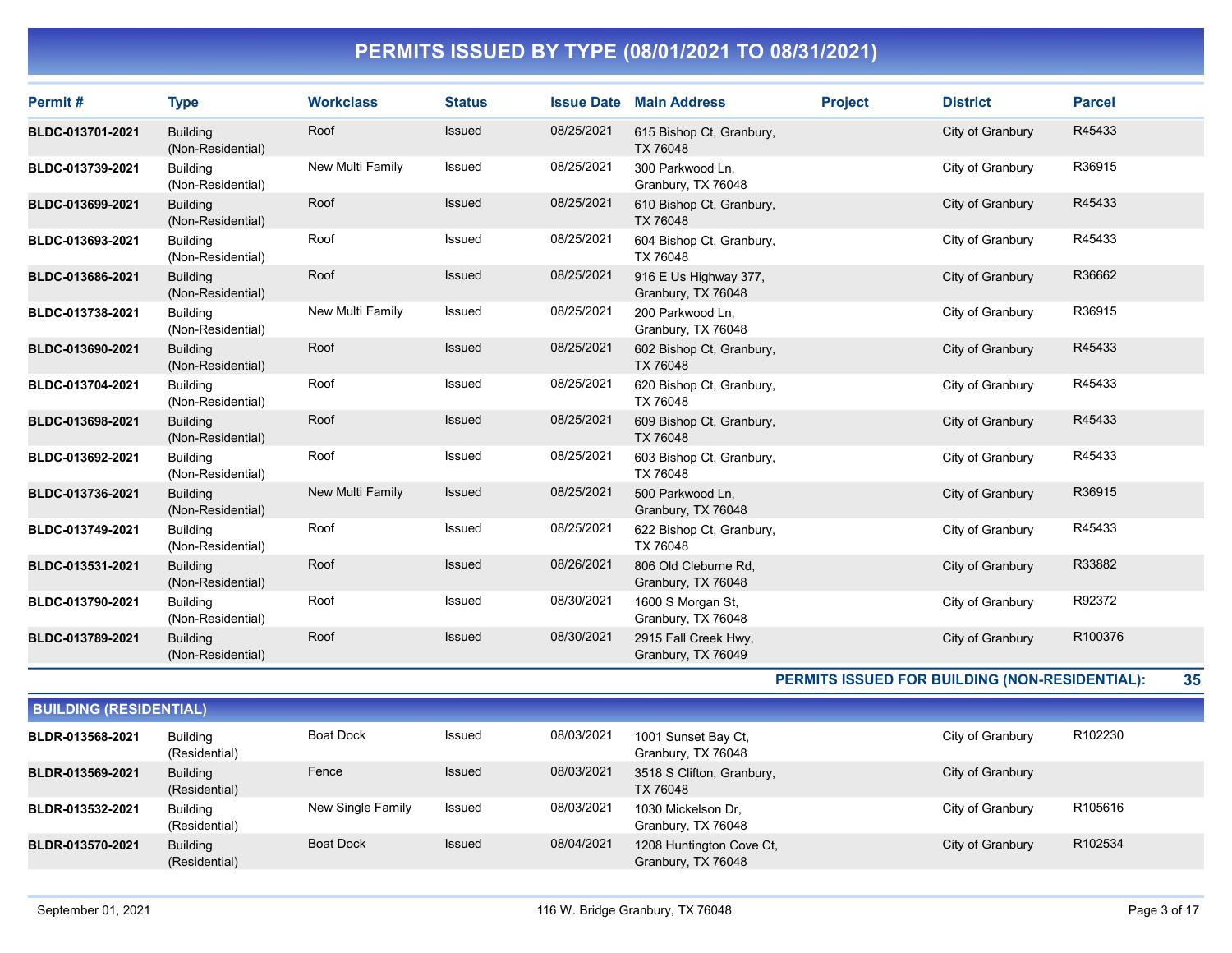# PERMITS ISSUED BY TYPE (08/01/2021 TO 08/31/2021)

| Permit # | Type | Workclass | Status | Issue Date | Main Address | Project | District | Parcel |
|---|---|---|---|---|---|---|---|---|
| BLDC-013701-2021 | Building (Non-Residential) | Roof | Issued | 08/25/2021 | 615 Bishop Ct, Granbury, TX 76048 | | City of Granbury | R45433 |
| BLDC-013739-2021 | Building (Non-Residential) | New Multi Family | Issued | 08/25/2021 | 300 Parkwood Ln, Granbury, TX 76048 | | City of Granbury | R36915 |
| BLDC-013699-2021 | Building (Non-Residential) | Roof | Issued | 08/25/2021 | 610 Bishop Ct, Granbury, TX 76048 | | City of Granbury | R45433 |
| BLDC-013693-2021 | Building (Non-Residential) | Roof | Issued | 08/25/2021 | 604 Bishop Ct, Granbury, TX 76048 | | City of Granbury | R45433 |
| BLDC-013686-2021 | Building (Non-Residential) | Roof | Issued | 08/25/2021 | 916 E Us Highway 377, Granbury, TX 76048 | | City of Granbury | R36662 |
| BLDC-013738-2021 | Building (Non-Residential) | New Multi Family | Issued | 08/25/2021 | 200 Parkwood Ln, Granbury, TX 76048 | | City of Granbury | R36915 |
| BLDC-013690-2021 | Building (Non-Residential) | Roof | Issued | 08/25/2021 | 602 Bishop Ct, Granbury, TX 76048 | | City of Granbury | R45433 |
| BLDC-013704-2021 | Building (Non-Residential) | Roof | Issued | 08/25/2021 | 620 Bishop Ct, Granbury, TX 76048 | | City of Granbury | R45433 |
| BLDC-013698-2021 | Building (Non-Residential) | Roof | Issued | 08/25/2021 | 609 Bishop Ct, Granbury, TX 76048 | | City of Granbury | R45433 |
| BLDC-013692-2021 | Building (Non-Residential) | Roof | Issued | 08/25/2021 | 603 Bishop Ct, Granbury, TX 76048 | | City of Granbury | R45433 |
| BLDC-013736-2021 | Building (Non-Residential) | New Multi Family | Issued | 08/25/2021 | 500 Parkwood Ln, Granbury, TX 76048 | | City of Granbury | R36915 |
| BLDC-013749-2021 | Building (Non-Residential) | Roof | Issued | 08/25/2021 | 622 Bishop Ct, Granbury, TX 76048 | | City of Granbury | R45433 |
| BLDC-013531-2021 | Building (Non-Residential) | Roof | Issued | 08/26/2021 | 806 Old Cleburne Rd, Granbury, TX 76048 | | City of Granbury | R33882 |
| BLDC-013790-2021 | Building (Non-Residential) | Roof | Issued | 08/30/2021 | 1600 S Morgan St, Granbury, TX 76048 | | City of Granbury | R92372 |
| BLDC-013789-2021 | Building (Non-Residential) | Roof | Issued | 08/30/2021 | 2915 Fall Creek Hwy, Granbury, TX 76049 | | City of Granbury | R100376 |

**PERMITS ISSUED FOR BUILDING (NON-RESIDENTIAL): 35**

## BUILDING (RESIDENTIAL)

| Permit # | Type | Workclass | Status | Issue Date | Main Address | Project | District | Parcel |
|---|---|---|---|---|---|---|---|---|
| BLDR-013568-2021 | Building (Residential) | Boat Dock | Issued | 08/03/2021 | 1001 Sunset Bay Ct, Granbury, TX 76048 | | City of Granbury | R102230 |
| BLDR-013569-2021 | Building (Residential) | Fence | Issued | 08/03/2021 | 3518 S Clifton, Granbury, TX 76048 | | City of Granbury | |
| BLDR-013532-2021 | Building (Residential) | New Single Family | Issued | 08/03/2021 | 1030 Mickelson Dr, Granbury, TX 76048 | | City of Granbury | R105616 |
| BLDR-013570-2021 | Building (Residential) | Boat Dock | Issued | 08/04/2021 | 1208 Huntington Cove Ct, Granbury, TX 76048 | | City of Granbury | R102534 |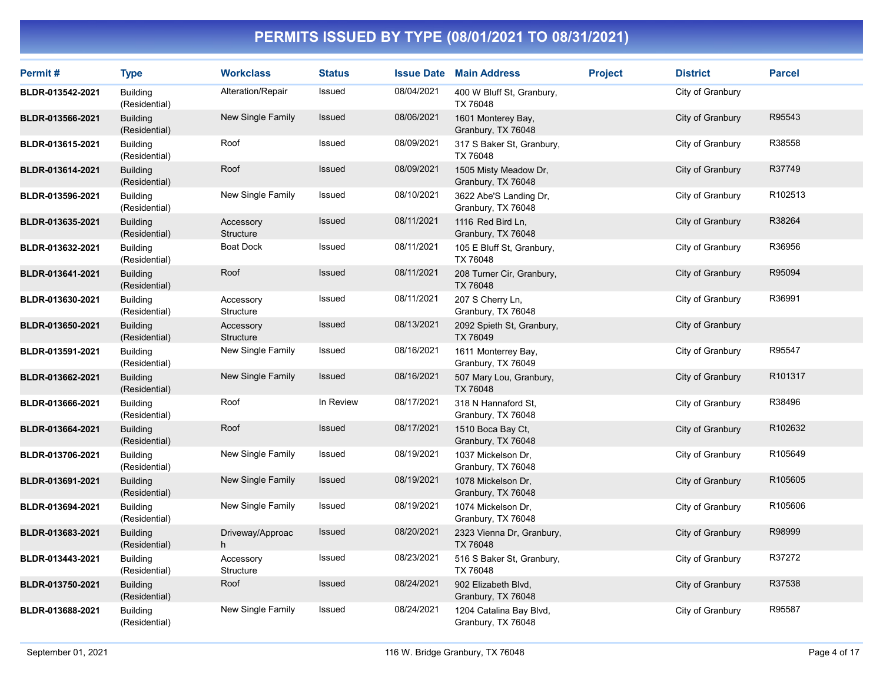# PERMITS ISSUED BY TYPE (08/01/2021 TO 08/31/2021)

| Permit # | Type | Workclass | Status | Issue Date | Main Address | Project | District | Parcel |
|---|---|---|---|---|---|---|---|---|
| BLDR-013542-2021 | Building (Residential) | Alteration/Repair | Issued | 08/04/2021 | 400 W Bluff St, Granbury, TX 76048 | | City of Granbury | |
| BLDR-013566-2021 | Building (Residential) | New Single Family | Issued | 08/06/2021 | 1601 Monterey Bay, Granbury, TX 76048 | | City of Granbury | R95543 |
| BLDR-013615-2021 | Building (Residential) | Roof | Issued | 08/09/2021 | 317 S Baker St, Granbury, TX 76048 | | City of Granbury | R38558 |
| BLDR-013614-2021 | Building (Residential) | Roof | Issued | 08/09/2021 | 1505 Misty Meadow Dr, Granbury, TX 76048 | | City of Granbury | R37749 |
| BLDR-013596-2021 | Building (Residential) | New Single Family | Issued | 08/10/2021 | 3622 Abe'S Landing Dr, Granbury, TX 76048 | | City of Granbury | R102513 |
| BLDR-013635-2021 | Building (Residential) | Accessory Structure | Issued | 08/11/2021 | 1116 Red Bird Ln, Granbury, TX 76048 | | City of Granbury | R38264 |
| BLDR-013632-2021 | Building (Residential) | Boat Dock | Issued | 08/11/2021 | 105 E Bluff St, Granbury, TX 76048 | | City of Granbury | R36956 |
| BLDR-013641-2021 | Building (Residential) | Roof | Issued | 08/11/2021 | 208 Turner Cir, Granbury, TX 76048 | | City of Granbury | R95094 |
| BLDR-013630-2021 | Building (Residential) | Accessory Structure | Issued | 08/11/2021 | 207 S Cherry Ln, Granbury, TX 76048 | | City of Granbury | R36991 |
| BLDR-013650-2021 | Building (Residential) | Accessory Structure | Issued | 08/13/2021 | 2092 Spieth St, Granbury, TX 76049 | | City of Granbury | |
| BLDR-013591-2021 | Building (Residential) | New Single Family | Issued | 08/16/2021 | 1611 Monterrey Bay, Granbury, TX 76049 | | City of Granbury | R95547 |
| BLDR-013662-2021 | Building (Residential) | New Single Family | Issued | 08/16/2021 | 507 Mary Lou, Granbury, TX 76048 | | City of Granbury | R101317 |
| BLDR-013666-2021 | Building (Residential) | Roof | In Review | 08/17/2021 | 318 N Hannaford St, Granbury, TX 76048 | | City of Granbury | R38496 |
| BLDR-013664-2021 | Building (Residential) | Roof | Issued | 08/17/2021 | 1510 Boca Bay Ct, Granbury, TX 76048 | | City of Granbury | R102632 |
| BLDR-013706-2021 | Building (Residential) | New Single Family | Issued | 08/19/2021 | 1037 Mickelson Dr, Granbury, TX 76048 | | City of Granbury | R105649 |
| BLDR-013691-2021 | Building (Residential) | New Single Family | Issued | 08/19/2021 | 1078 Mickelson Dr, Granbury, TX 76048 | | City of Granbury | R105605 |
| BLDR-013694-2021 | Building (Residential) | New Single Family | Issued | 08/19/2021 | 1074 Mickelson Dr, Granbury, TX 76048 | | City of Granbury | R105606 |
| BLDR-013683-2021 | Building (Residential) | Driveway/Approach | Issued | 08/20/2021 | 2323 Vienna Dr, Granbury, TX 76048 | | City of Granbury | R98999 |
| BLDR-013443-2021 | Building (Residential) | Accessory Structure | Issued | 08/23/2021 | 516 S Baker St, Granbury, TX 76048 | | City of Granbury | R37272 |
| BLDR-013750-2021 | Building (Residential) | Roof | Issued | 08/24/2021 | 902 Elizabeth Blvd, Granbury, TX 76048 | | City of Granbury | R37538 |
| BLDR-013688-2021 | Building (Residential) | New Single Family | Issued | 08/24/2021 | 1204 Catalina Bay Blvd, Granbury, TX 76048 | | City of Granbury | R95587 |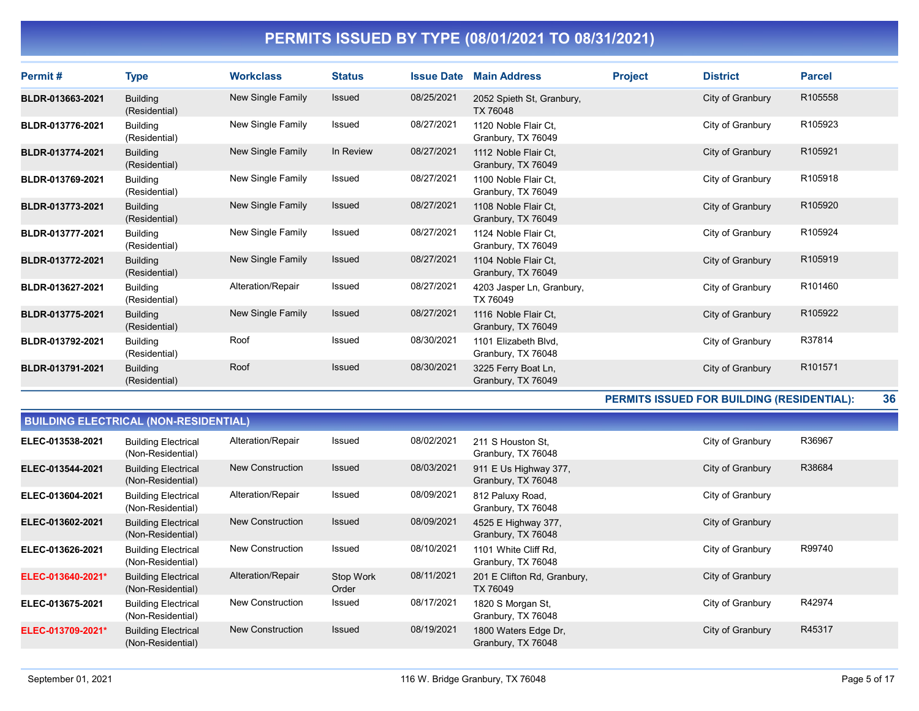# PERMITS ISSUED BY TYPE (08/01/2021 TO 08/31/2021)

| Permit # | Type | Workclass | Status | Issue Date | Main Address | Project | District | Parcel |
|---|---|---|---|---|---|---|---|---|
| BLDR-013663-2021 | Building (Residential) | New Single Family | Issued | 08/25/2021 | 2052 Spieth St, Granbury, TX 76048 | | City of Granbury | R105558 |
| BLDR-013776-2021 | Building (Residential) | New Single Family | Issued | 08/27/2021 | 1120 Noble Flair Ct, Granbury, TX 76049 | | City of Granbury | R105923 |
| BLDR-013774-2021 | Building (Residential) | New Single Family | In Review | 08/27/2021 | 1112 Noble Flair Ct, Granbury, TX 76049 | | City of Granbury | R105921 |
| BLDR-013769-2021 | Building (Residential) | New Single Family | Issued | 08/27/2021 | 1100 Noble Flair Ct, Granbury, TX 76049 | | City of Granbury | R105918 |
| BLDR-013773-2021 | Building (Residential) | New Single Family | Issued | 08/27/2021 | 1108 Noble Flair Ct, Granbury, TX 76049 | | City of Granbury | R105920 |
| BLDR-013777-2021 | Building (Residential) | New Single Family | Issued | 08/27/2021 | 1124 Noble Flair Ct, Granbury, TX 76049 | | City of Granbury | R105924 |
| BLDR-013772-2021 | Building (Residential) | New Single Family | Issued | 08/27/2021 | 1104 Noble Flair Ct, Granbury, TX 76049 | | City of Granbury | R105919 |
| BLDR-013627-2021 | Building (Residential) | Alteration/Repair | Issued | 08/27/2021 | 4203 Jasper Ln, Granbury, TX 76049 | | City of Granbury | R101460 |
| BLDR-013775-2021 | Building (Residential) | New Single Family | Issued | 08/27/2021 | 1116 Noble Flair Ct, Granbury, TX 76049 | | City of Granbury | R105922 |
| BLDR-013792-2021 | Building (Residential) | Roof | Issued | 08/30/2021 | 1101 Elizabeth Blvd, Granbury, TX 76048 | | City of Granbury | R37814 |
| BLDR-013791-2021 | Building (Residential) | Roof | Issued | 08/30/2021 | 3225 Ferry Boat Ln, Granbury, TX 76049 | | City of Granbury | R101571 |

**PERMITS ISSUED FOR BUILDING (RESIDENTIAL): 36**

## BUILDING ELECTRICAL (NON-RESIDENTIAL)

| Permit # | Type | Workclass | Status | Issue Date | Main Address | Project | District | Parcel |
|---|---|---|---|---|---|---|---|---|
| ELEC-013538-2021 | Building Electrical (Non-Residential) | Alteration/Repair | Issued | 08/02/2021 | 211 S Houston St, Granbury, TX 76048 | | City of Granbury | R36967 |
| ELEC-013544-2021 | Building Electrical (Non-Residential) | New Construction | Issued | 08/03/2021 | 911 E Us Highway 377, Granbury, TX 76048 | | City of Granbury | R38684 |
| ELEC-013604-2021 | Building Electrical (Non-Residential) | Alteration/Repair | Issued | 08/09/2021 | 812 Paluxy Road, Granbury, TX 76048 | | City of Granbury | |
| ELEC-013602-2021 | Building Electrical (Non-Residential) | New Construction | Issued | 08/09/2021 | 4525 E Highway 377, Granbury, TX 76048 | | City of Granbury | |
| ELEC-013626-2021 | Building Electrical (Non-Residential) | New Construction | Issued | 08/10/2021 | 1101 White Cliff Rd, Granbury, TX 76048 | | City of Granbury | R99740 |
| ELEC-013640-2021* | Building Electrical (Non-Residential) | Alteration/Repair | Stop Work Order | 08/11/2021 | 201 E Clifton Rd, Granbury, TX 76049 | | City of Granbury | |
| ELEC-013675-2021 | Building Electrical (Non-Residential) | New Construction | Issued | 08/17/2021 | 1820 S Morgan St, Granbury, TX 76048 | | City of Granbury | R42974 |
| ELEC-013709-2021* | Building Electrical (Non-Residential) | New Construction | Issued | 08/19/2021 | 1800 Waters Edge Dr, Granbury, TX 76048 | | City of Granbury | R45317 |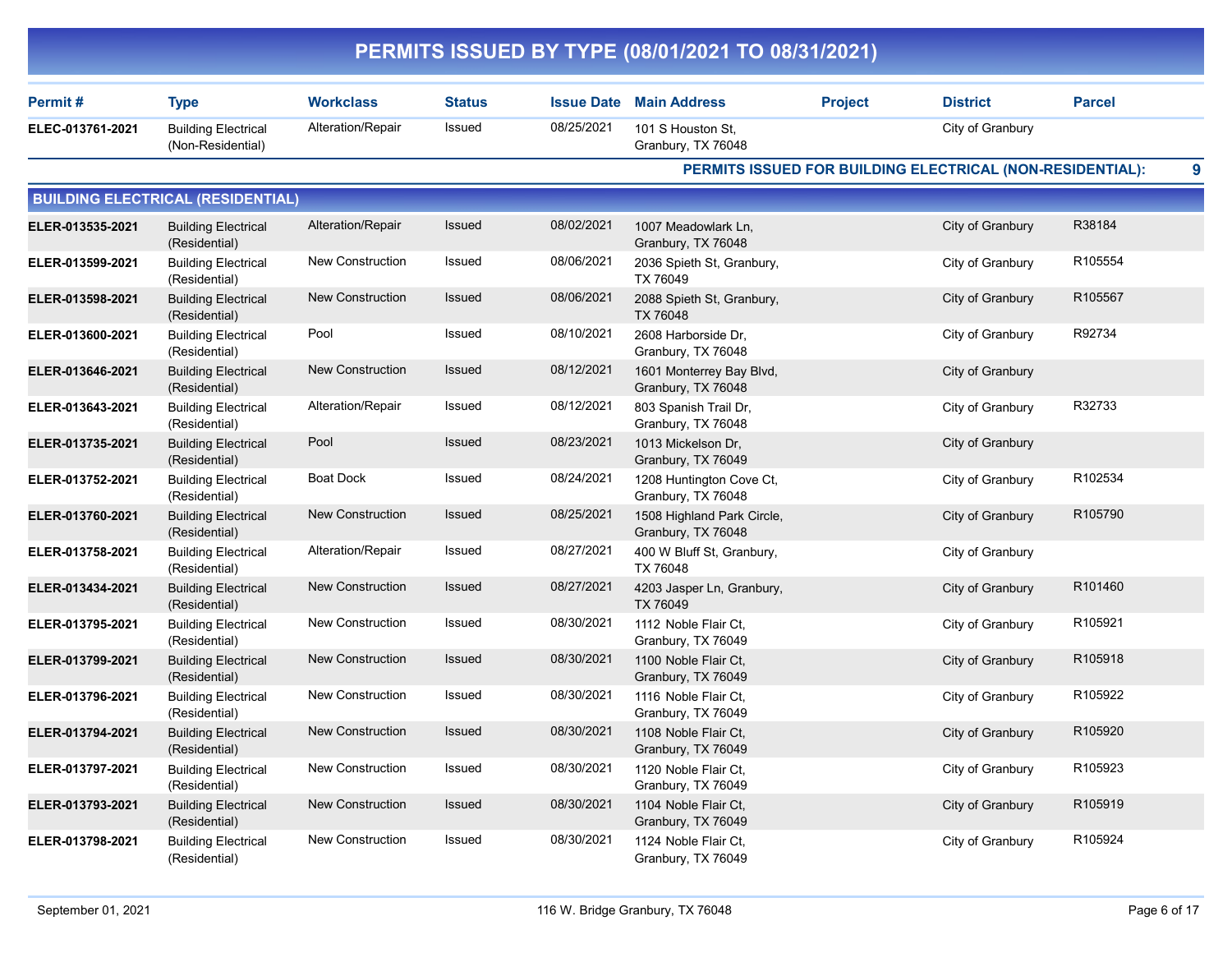# PERMITS ISSUED BY TYPE (08/01/2021 TO 08/31/2021)

| Permit # | Type | Workclass | Status | Issue Date | Main Address | Project | District | Parcel |
|---|---|---|---|---|---|---|---|---|
| ELEC-013761-2021 | Building Electrical (Non-Residential) | Alteration/Repair | Issued | 08/25/2021 | 101 S Houston St, Granbury, TX 76048 | | City of Granbury | |

**PERMITS ISSUED FOR BUILDING ELECTRICAL (NON-RESIDENTIAL): 9**

## BUILDING ELECTRICAL (RESIDENTIAL)

| Permit # | Type | Workclass | Status | Issue Date | Main Address | Project | District | Parcel |
|---|---|---|---|---|---|---|---|---|
| ELER-013535-2021 | Building Electrical (Residential) | Alteration/Repair | Issued | 08/02/2021 | 1007 Meadowlark Ln, Granbury, TX 76048 | | City of Granbury | R38184 |
| ELER-013599-2021 | Building Electrical (Residential) | New Construction | Issued | 08/06/2021 | 2036 Spieth St, Granbury, TX 76049 | | City of Granbury | R105554 |
| ELER-013598-2021 | Building Electrical (Residential) | New Construction | Issued | 08/06/2021 | 2088 Spieth St, Granbury, TX 76048 | | City of Granbury | R105567 |
| ELER-013600-2021 | Building Electrical (Residential) | Pool | Issued | 08/10/2021 | 2608 Harborside Dr, Granbury, TX 76048 | | City of Granbury | R92734 |
| ELER-013646-2021 | Building Electrical (Residential) | New Construction | Issued | 08/12/2021 | 1601 Monterrey Bay Blvd, Granbury, TX 76048 | | City of Granbury | |
| ELER-013643-2021 | Building Electrical (Residential) | Alteration/Repair | Issued | 08/12/2021 | 803 Spanish Trail Dr, Granbury, TX 76048 | | City of Granbury | R32733 |
| ELER-013735-2021 | Building Electrical (Residential) | Pool | Issued | 08/23/2021 | 1013 Mickelson Dr, Granbury, TX 76049 | | City of Granbury | |
| ELER-013752-2021 | Building Electrical (Residential) | Boat Dock | Issued | 08/24/2021 | 1208 Huntington Cove Ct, Granbury, TX 76048 | | City of Granbury | R102534 |
| ELER-013760-2021 | Building Electrical (Residential) | New Construction | Issued | 08/25/2021 | 1508 Highland Park Circle, Granbury, TX 76048 | | City of Granbury | R105790 |
| ELER-013758-2021 | Building Electrical (Residential) | Alteration/Repair | Issued | 08/27/2021 | 400 W Bluff St, Granbury, TX 76048 | | City of Granbury | |
| ELER-013434-2021 | Building Electrical (Residential) | New Construction | Issued | 08/27/2021 | 4203 Jasper Ln, Granbury, TX 76049 | | City of Granbury | R101460 |
| ELER-013795-2021 | Building Electrical (Residential) | New Construction | Issued | 08/30/2021 | 1112 Noble Flair Ct, Granbury, TX 76049 | | City of Granbury | R105921 |
| ELER-013799-2021 | Building Electrical (Residential) | New Construction | Issued | 08/30/2021 | 1100 Noble Flair Ct, Granbury, TX 76049 | | City of Granbury | R105918 |
| ELER-013796-2021 | Building Electrical (Residential) | New Construction | Issued | 08/30/2021 | 1116 Noble Flair Ct, Granbury, TX 76049 | | City of Granbury | R105922 |
| ELER-013794-2021 | Building Electrical (Residential) | New Construction | Issued | 08/30/2021 | 1108 Noble Flair Ct, Granbury, TX 76049 | | City of Granbury | R105920 |
| ELER-013797-2021 | Building Electrical (Residential) | New Construction | Issued | 08/30/2021 | 1120 Noble Flair Ct, Granbury, TX 76049 | | City of Granbury | R105923 |
| ELER-013793-2021 | Building Electrical (Residential) | New Construction | Issued | 08/30/2021 | 1104 Noble Flair Ct, Granbury, TX 76049 | | City of Granbury | R105919 |
| ELER-013798-2021 | Building Electrical (Residential) | New Construction | Issued | 08/30/2021 | 1124 Noble Flair Ct, Granbury, TX 76049 | | City of Granbury | R105924 |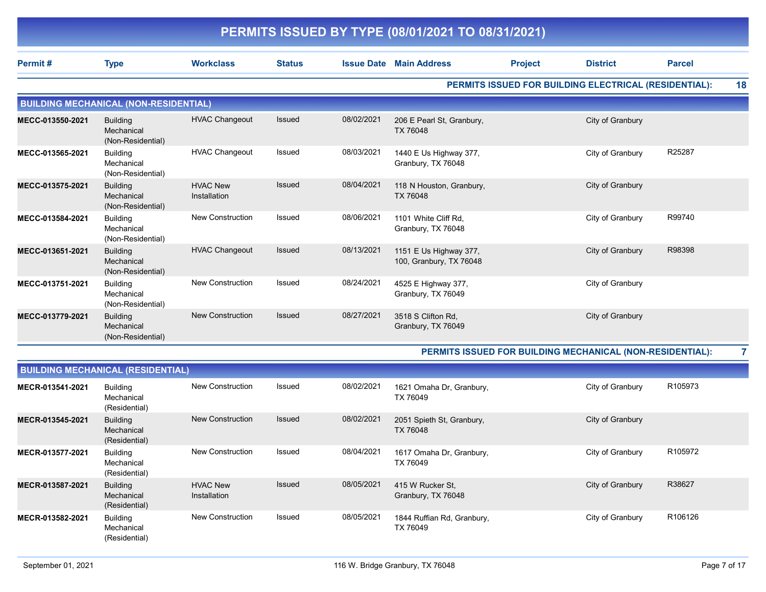# PERMITS ISSUED BY TYPE (08/01/2021 TO 08/31/2021)

| Permit # | Type | Workclass | Status | Issue Date | Main Address | Project | District | Parcel |
|---|---|---|---|---|---|---|---|---|

**PERMITS ISSUED FOR BUILDING ELECTRICAL (RESIDENTIAL): 18**

## BUILDING MECHANICAL (NON-RESIDENTIAL)

| Permit # | Type | Workclass | Status | Issue Date | Main Address | Project | District | Parcel |
|---|---|---|---|---|---|---|---|---|
| MECC-013550-2021 | Building Mechanical (Non-Residential) | HVAC Changeout | Issued | 08/02/2021 | 206 E Pearl St, Granbury, TX 76048 | | City of Granbury | |
| MECC-013565-2021 | Building Mechanical (Non-Residential) | HVAC Changeout | Issued | 08/03/2021 | 1440 E Us Highway 377, Granbury, TX 76048 | | City of Granbury | R25287 |
| MECC-013575-2021 | Building Mechanical (Non-Residential) | HVAC New Installation | Issued | 08/04/2021 | 118 N Houston, Granbury, TX 76048 | | City of Granbury | |
| MECC-013584-2021 | Building Mechanical (Non-Residential) | New Construction | Issued | 08/06/2021 | 1101 White Cliff Rd, Granbury, TX 76048 | | City of Granbury | R99740 |
| MECC-013651-2021 | Building Mechanical (Non-Residential) | HVAC Changeout | Issued | 08/13/2021 | 1151 E Us Highway 377, 100, Granbury, TX 76048 | | City of Granbury | R98398 |
| MECC-013751-2021 | Building Mechanical (Non-Residential) | New Construction | Issued | 08/24/2021 | 4525 E Highway 377, Granbury, TX 76049 | | City of Granbury | |
| MECC-013779-2021 | Building Mechanical (Non-Residential) | New Construction | Issued | 08/27/2021 | 3518 S Clifton Rd, Granbury, TX 76049 | | City of Granbury | |

**PERMITS ISSUED FOR BUILDING MECHANICAL (NON-RESIDENTIAL): 7**

## BUILDING MECHANICAL (RESIDENTIAL)

| Permit # | Type | Workclass | Status | Issue Date | Main Address | Project | District | Parcel |
|---|---|---|---|---|---|---|---|---|
| MECR-013541-2021 | Building Mechanical (Residential) | New Construction | Issued | 08/02/2021 | 1621 Omaha Dr, Granbury, TX 76049 | | City of Granbury | R105973 |
| MECR-013545-2021 | Building Mechanical (Residential) | New Construction | Issued | 08/02/2021 | 2051 Spieth St, Granbury, TX 76048 | | City of Granbury | |
| MECR-013577-2021 | Building Mechanical (Residential) | New Construction | Issued | 08/04/2021 | 1617 Omaha Dr, Granbury, TX 76049 | | City of Granbury | R105972 |
| MECR-013587-2021 | Building Mechanical (Residential) | HVAC New Installation | Issued | 08/05/2021 | 415 W Rucker St, Granbury, TX 76048 | | City of Granbury | R38627 |
| MECR-013582-2021 | Building Mechanical (Residential) | New Construction | Issued | 08/05/2021 | 1844 Ruffian Rd, Granbury, TX 76049 | | City of Granbury | R106126 |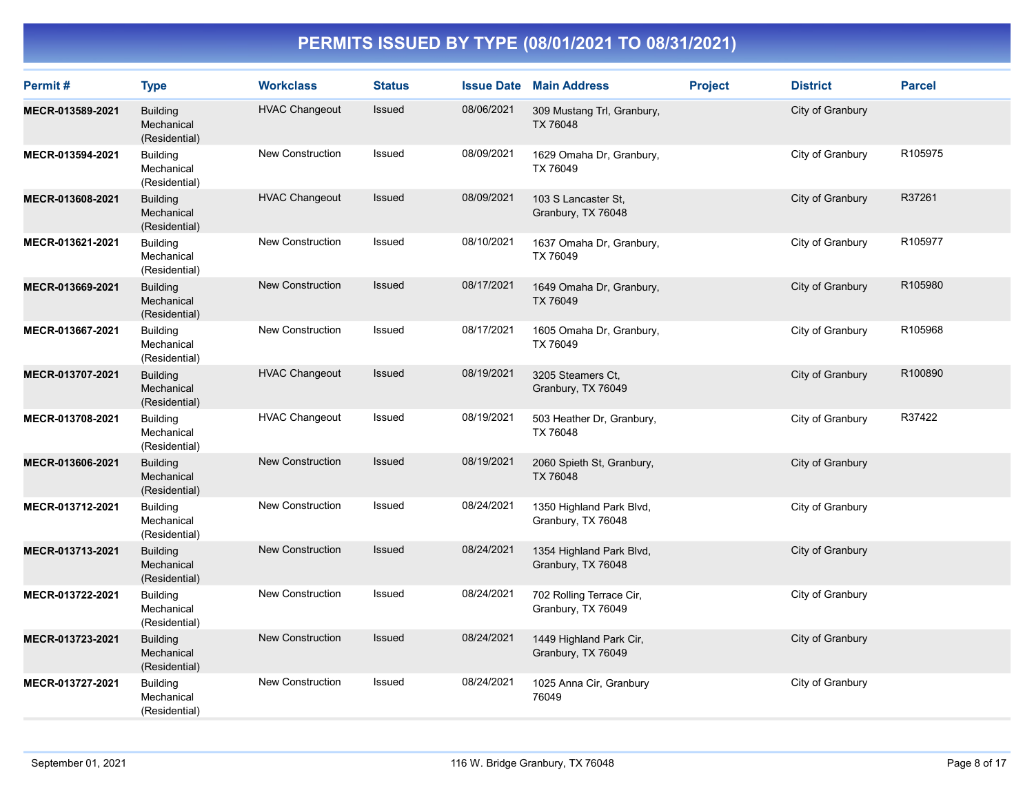# PERMITS ISSUED BY TYPE (08/01/2021 TO 08/31/2021)

| Permit # | Type | Workclass | Status | Issue Date | Main Address | Project | District | Parcel |
|---|---|---|---|---|---|---|---|---|
| **MECR-013589-2021** | Building Mechanical (Residential) | HVAC Changeout | Issued | 08/06/2021 | 309 Mustang Trl, Granbury, TX 76048 | | City of Granbury | |
| **MECR-013594-2021** | Building Mechanical (Residential) | New Construction | Issued | 08/09/2021 | 1629 Omaha Dr, Granbury, TX 76049 | | City of Granbury | R105975 |
| **MECR-013608-2021** | Building Mechanical (Residential) | HVAC Changeout | Issued | 08/09/2021 | 103 S Lancaster St, Granbury, TX 76048 | | City of Granbury | R37261 |
| **MECR-013621-2021** | Building Mechanical (Residential) | New Construction | Issued | 08/10/2021 | 1637 Omaha Dr, Granbury, TX 76049 | | City of Granbury | R105977 |
| **MECR-013669-2021** | Building Mechanical (Residential) | New Construction | Issued | 08/17/2021 | 1649 Omaha Dr, Granbury, TX 76049 | | City of Granbury | R105980 |
| **MECR-013667-2021** | Building Mechanical (Residential) | New Construction | Issued | 08/17/2021 | 1605 Omaha Dr, Granbury, TX 76049 | | City of Granbury | R105968 |
| **MECR-013707-2021** | Building Mechanical (Residential) | HVAC Changeout | Issued | 08/19/2021 | 3205 Steamers Ct, Granbury, TX 76049 | | City of Granbury | R100890 |
| **MECR-013708-2021** | Building Mechanical (Residential) | HVAC Changeout | Issued | 08/19/2021 | 503 Heather Dr, Granbury, TX 76048 | | City of Granbury | R37422 |
| **MECR-013606-2021** | Building Mechanical (Residential) | New Construction | Issued | 08/19/2021 | 2060 Spieth St, Granbury, TX 76048 | | City of Granbury | |
| **MECR-013712-2021** | Building Mechanical (Residential) | New Construction | Issued | 08/24/2021 | 1350 Highland Park Blvd, Granbury, TX 76048 | | City of Granbury | |
| **MECR-013713-2021** | Building Mechanical (Residential) | New Construction | Issued | 08/24/2021 | 1354 Highland Park Blvd, Granbury, TX 76048 | | City of Granbury | |
| **MECR-013722-2021** | Building Mechanical (Residential) | New Construction | Issued | 08/24/2021 | 702 Rolling Terrace Cir, Granbury, TX 76049 | | City of Granbury | |
| **MECR-013723-2021** | Building Mechanical (Residential) | New Construction | Issued | 08/24/2021 | 1449 Highland Park Cir, Granbury, TX 76049 | | City of Granbury | |
| **MECR-013727-2021** | Building Mechanical (Residential) | New Construction | Issued | 08/24/2021 | 1025 Anna Cir, Granbury 76049 | | City of Granbury | |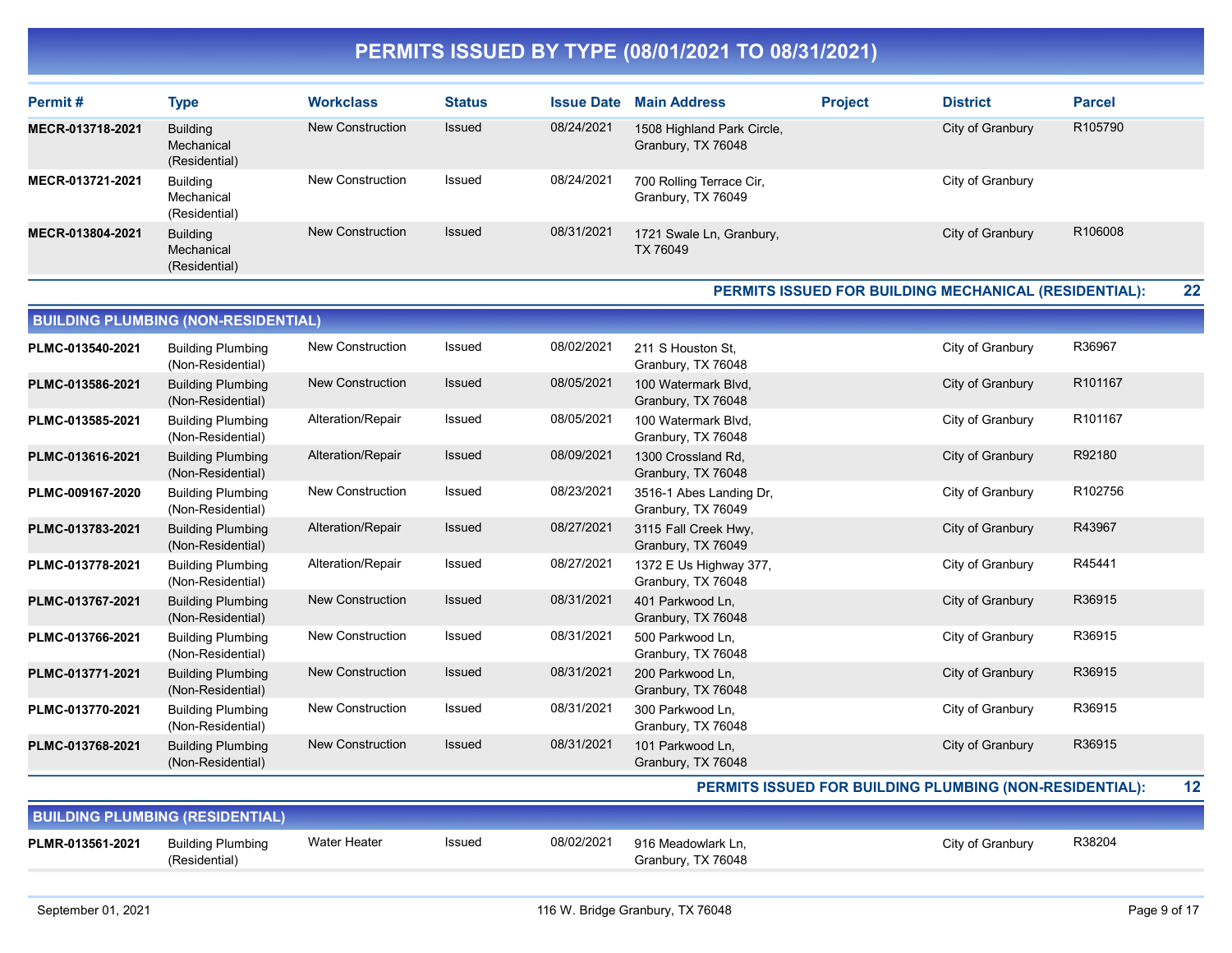# PERMITS ISSUED BY TYPE (08/01/2021 TO 08/31/2021)

| Permit # | Type | Workclass | Status | Issue Date | Main Address | Project | District | Parcel |
|---|---|---|---|---|---|---|---|---|
| MECR-013718-2021 | Building Mechanical (Residential) | New Construction | Issued | 08/24/2021 | 1508 Highland Park Circle, Granbury, TX 76048 | | City of Granbury | R105790 |
| MECR-013721-2021 | Building Mechanical (Residential) | New Construction | Issued | 08/24/2021 | 700 Rolling Terrace Cir, Granbury, TX 76049 | | City of Granbury | |
| MECR-013804-2021 | Building Mechanical (Residential) | New Construction | Issued | 08/31/2021 | 1721 Swale Ln, Granbury, TX 76049 | | City of Granbury | R106008 |

**PERMITS ISSUED FOR BUILDING MECHANICAL (RESIDENTIAL): 22**

## BUILDING PLUMBING (NON-RESIDENTIAL)

| Permit # | Type | Workclass | Status | Issue Date | Main Address | Project | District | Parcel |
|---|---|---|---|---|---|---|---|---|
| PLMC-013540-2021 | Building Plumbing (Non-Residential) | New Construction | Issued | 08/02/2021 | 211 S Houston St, Granbury, TX 76048 | | City of Granbury | R36967 |
| PLMC-013586-2021 | Building Plumbing (Non-Residential) | New Construction | Issued | 08/05/2021 | 100 Watermark Blvd, Granbury, TX 76048 | | City of Granbury | R101167 |
| PLMC-013585-2021 | Building Plumbing (Non-Residential) | Alteration/Repair | Issued | 08/05/2021 | 100 Watermark Blvd, Granbury, TX 76048 | | City of Granbury | R101167 |
| PLMC-013616-2021 | Building Plumbing (Non-Residential) | Alteration/Repair | Issued | 08/09/2021 | 1300 Crossland Rd, Granbury, TX 76048 | | City of Granbury | R92180 |
| PLMC-009167-2020 | Building Plumbing (Non-Residential) | New Construction | Issued | 08/23/2021 | 3516-1 Abes Landing Dr, Granbury, TX 76049 | | City of Granbury | R102756 |
| PLMC-013783-2021 | Building Plumbing (Non-Residential) | Alteration/Repair | Issued | 08/27/2021 | 3115 Fall Creek Hwy, Granbury, TX 76049 | | City of Granbury | R43967 |
| PLMC-013778-2021 | Building Plumbing (Non-Residential) | Alteration/Repair | Issued | 08/27/2021 | 1372 E Us Highway 377, Granbury, TX 76048 | | City of Granbury | R45441 |
| PLMC-013767-2021 | Building Plumbing (Non-Residential) | New Construction | Issued | 08/31/2021 | 401 Parkwood Ln, Granbury, TX 76048 | | City of Granbury | R36915 |
| PLMC-013766-2021 | Building Plumbing (Non-Residential) | New Construction | Issued | 08/31/2021 | 500 Parkwood Ln, Granbury, TX 76048 | | City of Granbury | R36915 |
| PLMC-013771-2021 | Building Plumbing (Non-Residential) | New Construction | Issued | 08/31/2021 | 200 Parkwood Ln, Granbury, TX 76048 | | City of Granbury | R36915 |
| PLMC-013770-2021 | Building Plumbing (Non-Residential) | New Construction | Issued | 08/31/2021 | 300 Parkwood Ln, Granbury, TX 76048 | | City of Granbury | R36915 |
| PLMC-013768-2021 | Building Plumbing (Non-Residential) | New Construction | Issued | 08/31/2021 | 101 Parkwood Ln, Granbury, TX 76048 | | City of Granbury | R36915 |

**PERMITS ISSUED FOR BUILDING PLUMBING (NON-RESIDENTIAL): 12**

## BUILDING PLUMBING (RESIDENTIAL)

| Permit # | Type | Workclass | Status | Issue Date | Main Address | Project | District | Parcel |
|---|---|---|---|---|---|---|---|---|
| PLMR-013561-2021 | Building Plumbing (Residential) | Water Heater | Issued | 08/02/2021 | 916 Meadowlark Ln, Granbury, TX 76048 | | City of Granbury | R38204 |

September 01, 2021 — 116 W. Bridge Granbury, TX 76048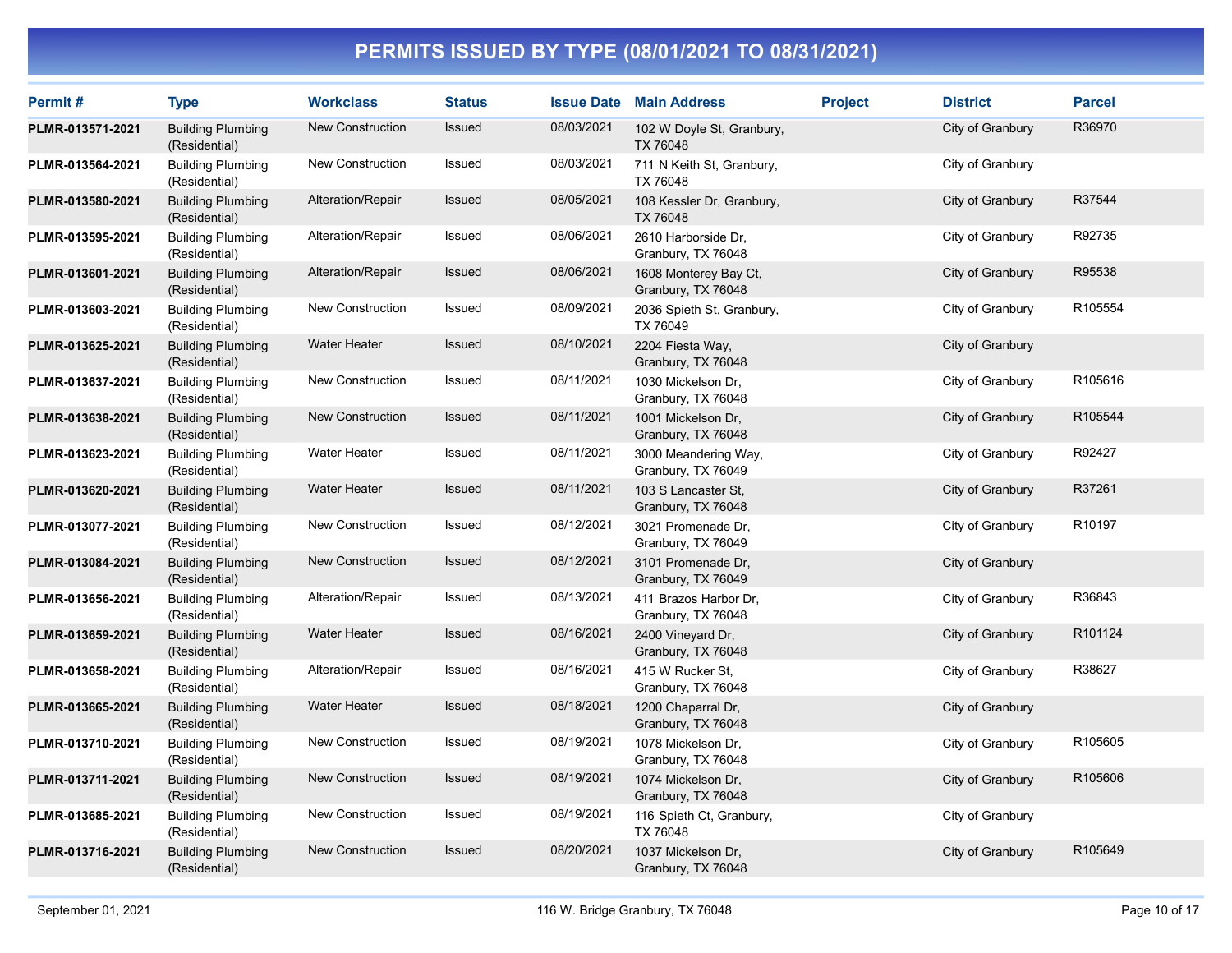# PERMITS ISSUED BY TYPE (08/01/2021 TO 08/31/2021)

| Permit # | Type | Workclass | Status | Issue Date | Main Address | Project | District | Parcel |
|---|---|---|---|---|---|---|---|---|
| PLMR-013571-2021 | Building Plumbing (Residential) | New Construction | Issued | 08/03/2021 | 102 W Doyle St, Granbury, TX 76048 | | City of Granbury | R36970 |
| PLMR-013564-2021 | Building Plumbing (Residential) | New Construction | Issued | 08/03/2021 | 711 N Keith St, Granbury, TX 76048 | | City of Granbury | |
| PLMR-013580-2021 | Building Plumbing (Residential) | Alteration/Repair | Issued | 08/05/2021 | 108 Kessler Dr, Granbury, TX 76048 | | City of Granbury | R37544 |
| PLMR-013595-2021 | Building Plumbing (Residential) | Alteration/Repair | Issued | 08/06/2021 | 2610 Harborside Dr, Granbury, TX 76048 | | City of Granbury | R92735 |
| PLMR-013601-2021 | Building Plumbing (Residential) | Alteration/Repair | Issued | 08/06/2021 | 1608 Monterey Bay Ct, Granbury, TX 76048 | | City of Granbury | R95538 |
| PLMR-013603-2021 | Building Plumbing (Residential) | New Construction | Issued | 08/09/2021 | 2036 Spieth St, Granbury, TX 76049 | | City of Granbury | R105554 |
| PLMR-013625-2021 | Building Plumbing (Residential) | Water Heater | Issued | 08/10/2021 | 2204 Fiesta Way, Granbury, TX 76048 | | City of Granbury | |
| PLMR-013637-2021 | Building Plumbing (Residential) | New Construction | Issued | 08/11/2021 | 1030 Mickelson Dr, Granbury, TX 76048 | | City of Granbury | R105616 |
| PLMR-013638-2021 | Building Plumbing (Residential) | New Construction | Issued | 08/11/2021 | 1001 Mickelson Dr, Granbury, TX 76048 | | City of Granbury | R105544 |
| PLMR-013623-2021 | Building Plumbing (Residential) | Water Heater | Issued | 08/11/2021 | 3000 Meandering Way, Granbury, TX 76049 | | City of Granbury | R92427 |
| PLMR-013620-2021 | Building Plumbing (Residential) | Water Heater | Issued | 08/11/2021 | 103 S Lancaster St, Granbury, TX 76048 | | City of Granbury | R37261 |
| PLMR-013077-2021 | Building Plumbing (Residential) | New Construction | Issued | 08/12/2021 | 3021 Promenade Dr, Granbury, TX 76049 | | City of Granbury | R10197 |
| PLMR-013084-2021 | Building Plumbing (Residential) | New Construction | Issued | 08/12/2021 | 3101 Promenade Dr, Granbury, TX 76049 | | City of Granbury | |
| PLMR-013656-2021 | Building Plumbing (Residential) | Alteration/Repair | Issued | 08/13/2021 | 411 Brazos Harbor Dr, Granbury, TX 76048 | | City of Granbury | R36843 |
| PLMR-013659-2021 | Building Plumbing (Residential) | Water Heater | Issued | 08/16/2021 | 2400 Vineyard Dr, Granbury, TX 76048 | | City of Granbury | R101124 |
| PLMR-013658-2021 | Building Plumbing (Residential) | Alteration/Repair | Issued | 08/16/2021 | 415 W Rucker St, Granbury, TX 76048 | | City of Granbury | R38627 |
| PLMR-013665-2021 | Building Plumbing (Residential) | Water Heater | Issued | 08/18/2021 | 1200 Chaparral Dr, Granbury, TX 76048 | | City of Granbury | |
| PLMR-013710-2021 | Building Plumbing (Residential) | New Construction | Issued | 08/19/2021 | 1078 Mickelson Dr, Granbury, TX 76048 | | City of Granbury | R105605 |
| PLMR-013711-2021 | Building Plumbing (Residential) | New Construction | Issued | 08/19/2021 | 1074 Mickelson Dr, Granbury, TX 76048 | | City of Granbury | R105606 |
| PLMR-013685-2021 | Building Plumbing (Residential) | New Construction | Issued | 08/19/2021 | 116 Spieth Ct, Granbury, TX 76048 | | City of Granbury | |
| PLMR-013716-2021 | Building Plumbing (Residential) | New Construction | Issued | 08/20/2021 | 1037 Mickelson Dr, Granbury, TX 76048 | | City of Granbury | R105649 |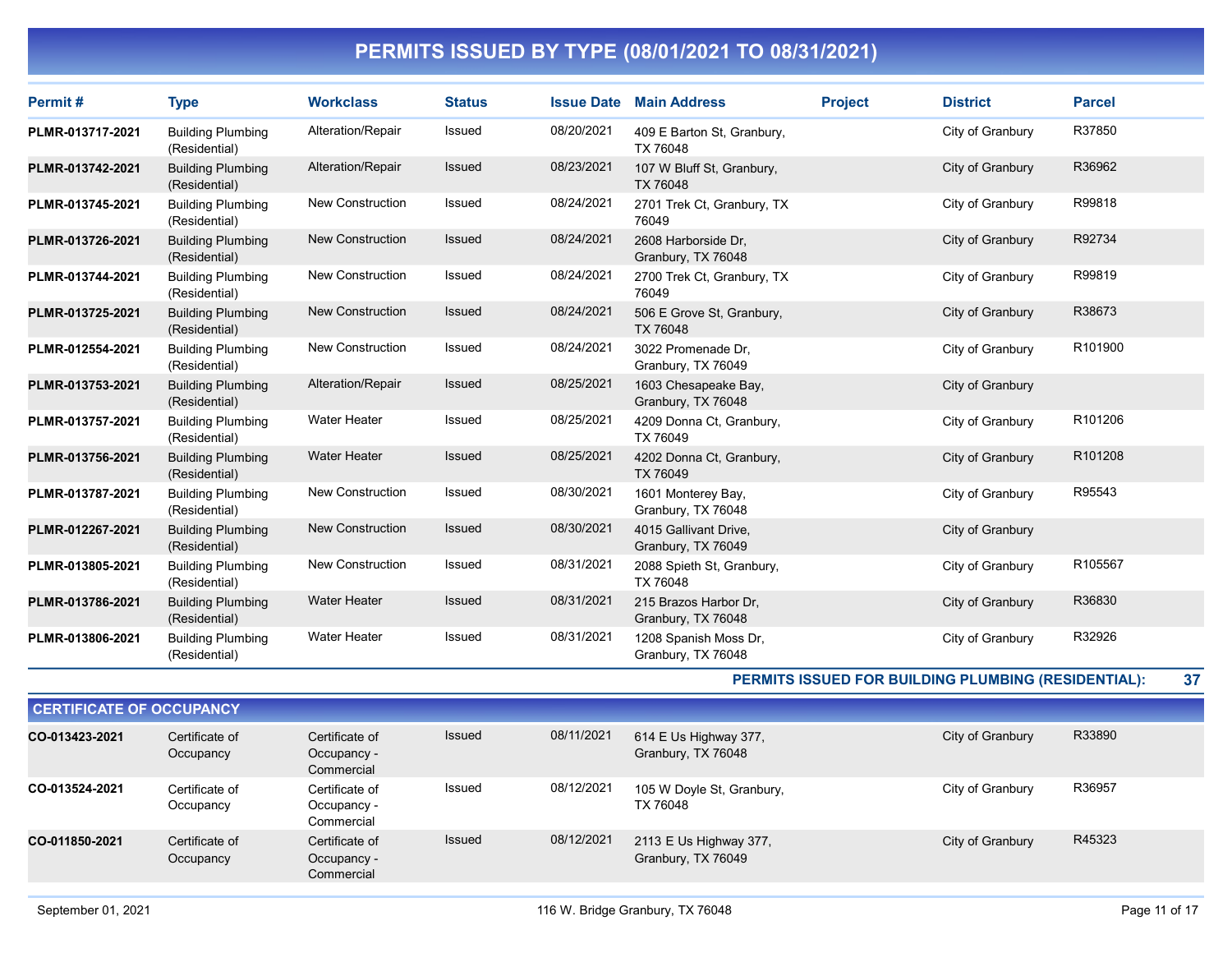# PERMITS ISSUED BY TYPE (08/01/2021 TO 08/31/2021)

| Permit # | Type | Workclass | Status | Issue Date | Main Address | Project | District | Parcel |
|---|---|---|---|---|---|---|---|---|
| **PLMR-013717-2021** | Building Plumbing (Residential) | Alteration/Repair | Issued | 08/20/2021 | 409 E Barton St, Granbury, TX 76048 | | City of Granbury | R37850 |
| **PLMR-013742-2021** | Building Plumbing (Residential) | Alteration/Repair | Issued | 08/23/2021 | 107 W Bluff St, Granbury, TX 76048 | | City of Granbury | R36962 |
| **PLMR-013745-2021** | Building Plumbing (Residential) | New Construction | Issued | 08/24/2021 | 2701 Trek Ct, Granbury, TX 76049 | | City of Granbury | R99818 |
| **PLMR-013726-2021** | Building Plumbing (Residential) | New Construction | Issued | 08/24/2021 | 2608 Harborside Dr, Granbury, TX 76048 | | City of Granbury | R92734 |
| **PLMR-013744-2021** | Building Plumbing (Residential) | New Construction | Issued | 08/24/2021 | 2700 Trek Ct, Granbury, TX 76049 | | City of Granbury | R99819 |
| **PLMR-013725-2021** | Building Plumbing (Residential) | New Construction | Issued | 08/24/2021 | 506 E Grove St, Granbury, TX 76048 | | City of Granbury | R38673 |
| **PLMR-012554-2021** | Building Plumbing (Residential) | New Construction | Issued | 08/24/2021 | 3022 Promenade Dr, Granbury, TX 76049 | | City of Granbury | R101900 |
| **PLMR-013753-2021** | Building Plumbing (Residential) | Alteration/Repair | Issued | 08/25/2021 | 1603 Chesapeake Bay, Granbury, TX 76048 | | City of Granbury | |
| **PLMR-013757-2021** | Building Plumbing (Residential) | Water Heater | Issued | 08/25/2021 | 4209 Donna Ct, Granbury, TX 76049 | | City of Granbury | R101206 |
| **PLMR-013756-2021** | Building Plumbing (Residential) | Water Heater | Issued | 08/25/2021 | 4202 Donna Ct, Granbury, TX 76049 | | City of Granbury | R101208 |
| **PLMR-013787-2021** | Building Plumbing (Residential) | New Construction | Issued | 08/30/2021 | 1601 Monterey Bay, Granbury, TX 76048 | | City of Granbury | R95543 |
| **PLMR-012267-2021** | Building Plumbing (Residential) | New Construction | Issued | 08/30/2021 | 4015 Gallivant Drive, Granbury, TX 76049 | | City of Granbury | |
| **PLMR-013805-2021** | Building Plumbing (Residential) | New Construction | Issued | 08/31/2021 | 2088 Spieth St, Granbury, TX 76048 | | City of Granbury | R105567 |
| **PLMR-013786-2021** | Building Plumbing (Residential) | Water Heater | Issued | 08/31/2021 | 215 Brazos Harbor Dr, Granbury, TX 76048 | | City of Granbury | R36830 |
| **PLMR-013806-2021** | Building Plumbing (Residential) | Water Heater | Issued | 08/31/2021 | 1208 Spanish Moss Dr, Granbury, TX 76048 | | City of Granbury | R32926 |

**PERMITS ISSUED FOR BUILDING PLUMBING (RESIDENTIAL): 37**

## CERTIFICATE OF OCCUPANCY

| Permit # | Type | Workclass | Status | Issue Date | Main Address | Project | District | Parcel |
|---|---|---|---|---|---|---|---|---|
| **CO-013423-2021** | Certificate of Occupancy | Certificate of Occupancy - Commercial | Issued | 08/11/2021 | 614 E Us Highway 377, Granbury, TX 76048 | | City of Granbury | R33890 |
| **CO-013524-2021** | Certificate of Occupancy | Certificate of Occupancy - Commercial | Issued | 08/12/2021 | 105 W Doyle St, Granbury, TX 76048 | | City of Granbury | R36957 |
| **CO-011850-2021** | Certificate of Occupancy | Certificate of Occupancy - Commercial | Issued | 08/12/2021 | 2113 E Us Highway 377, Granbury, TX 76049 | | City of Granbury | R45323 |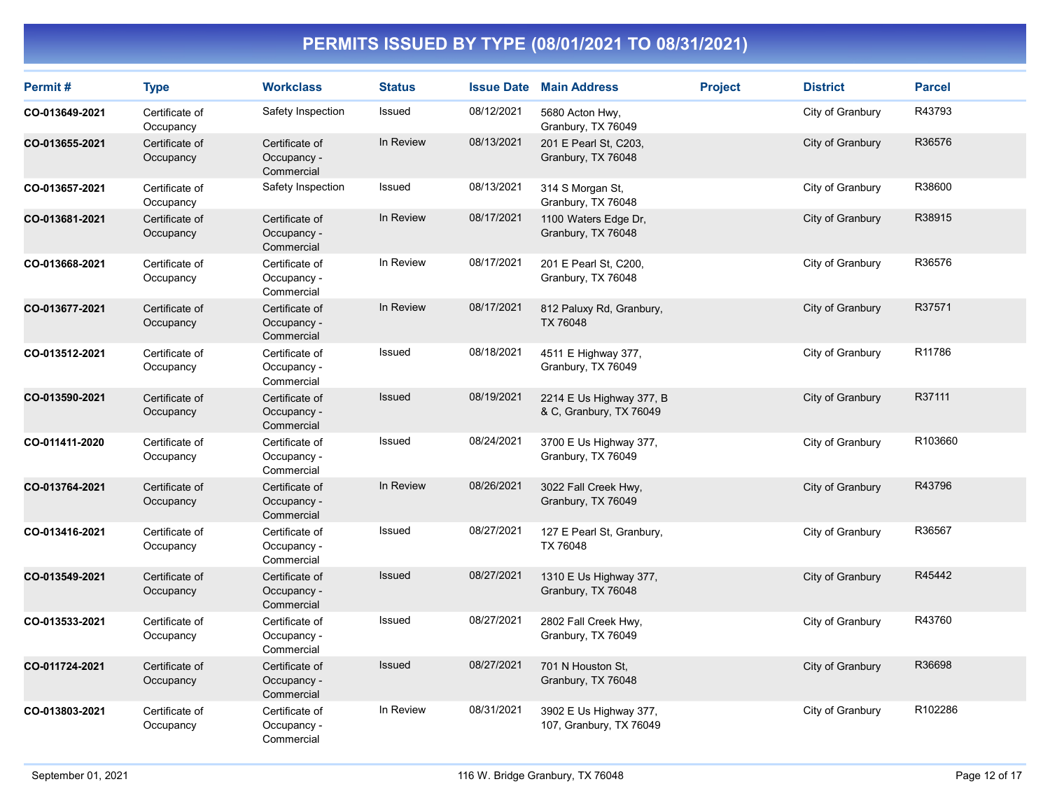# PERMITS ISSUED BY TYPE (08/01/2021 TO 08/31/2021)

| Permit # | Type | Workclass | Status | Issue Date | Main Address | Project | District | Parcel |
|---|---|---|---|---|---|---|---|---|
| **CO-013649-2021** | Certificate of Occupancy | Safety Inspection | Issued | 08/12/2021 | 5680 Acton Hwy, Granbury, TX 76049 | | City of Granbury | R43793 |
| **CO-013655-2021** | Certificate of Occupancy | Certificate of Occupancy - Commercial | In Review | 08/13/2021 | 201 E Pearl St, C203, Granbury, TX 76048 | | City of Granbury | R36576 |
| **CO-013657-2021** | Certificate of Occupancy | Safety Inspection | Issued | 08/13/2021 | 314 S Morgan St, Granbury, TX 76048 | | City of Granbury | R38600 |
| **CO-013681-2021** | Certificate of Occupancy | Certificate of Occupancy - Commercial | In Review | 08/17/2021 | 1100 Waters Edge Dr, Granbury, TX 76048 | | City of Granbury | R38915 |
| **CO-013668-2021** | Certificate of Occupancy | Certificate of Occupancy - Commercial | In Review | 08/17/2021 | 201 E Pearl St, C200, Granbury, TX 76048 | | City of Granbury | R36576 |
| **CO-013677-2021** | Certificate of Occupancy | Certificate of Occupancy - Commercial | In Review | 08/17/2021 | 812 Paluxy Rd, Granbury, TX 76048 | | City of Granbury | R37571 |
| **CO-013512-2021** | Certificate of Occupancy | Certificate of Occupancy - Commercial | Issued | 08/18/2021 | 4511 E Highway 377, Granbury, TX 76049 | | City of Granbury | R11786 |
| **CO-013590-2021** | Certificate of Occupancy | Certificate of Occupancy - Commercial | Issued | 08/19/2021 | 2214 E Us Highway 377, B & C, Granbury, TX 76049 | | City of Granbury | R37111 |
| **CO-011411-2020** | Certificate of Occupancy | Certificate of Occupancy - Commercial | Issued | 08/24/2021 | 3700 E Us Highway 377, Granbury, TX 76049 | | City of Granbury | R103660 |
| **CO-013764-2021** | Certificate of Occupancy | Certificate of Occupancy - Commercial | In Review | 08/26/2021 | 3022 Fall Creek Hwy, Granbury, TX 76049 | | City of Granbury | R43796 |
| **CO-013416-2021** | Certificate of Occupancy | Certificate of Occupancy - Commercial | Issued | 08/27/2021 | 127 E Pearl St, Granbury, TX 76048 | | City of Granbury | R36567 |
| **CO-013549-2021** | Certificate of Occupancy | Certificate of Occupancy - Commercial | Issued | 08/27/2021 | 1310 E Us Highway 377, Granbury, TX 76048 | | City of Granbury | R45442 |
| **CO-013533-2021** | Certificate of Occupancy | Certificate of Occupancy - Commercial | Issued | 08/27/2021 | 2802 Fall Creek Hwy, Granbury, TX 76049 | | City of Granbury | R43760 |
| **CO-011724-2021** | Certificate of Occupancy | Certificate of Occupancy - Commercial | Issued | 08/27/2021 | 701 N Houston St, Granbury, TX 76048 | | City of Granbury | R36698 |
| **CO-013803-2021** | Certificate of Occupancy | Certificate of Occupancy - Commercial | In Review | 08/31/2021 | 3902 E Us Highway 377, 107, Granbury, TX 76049 | | City of Granbury | R102286 |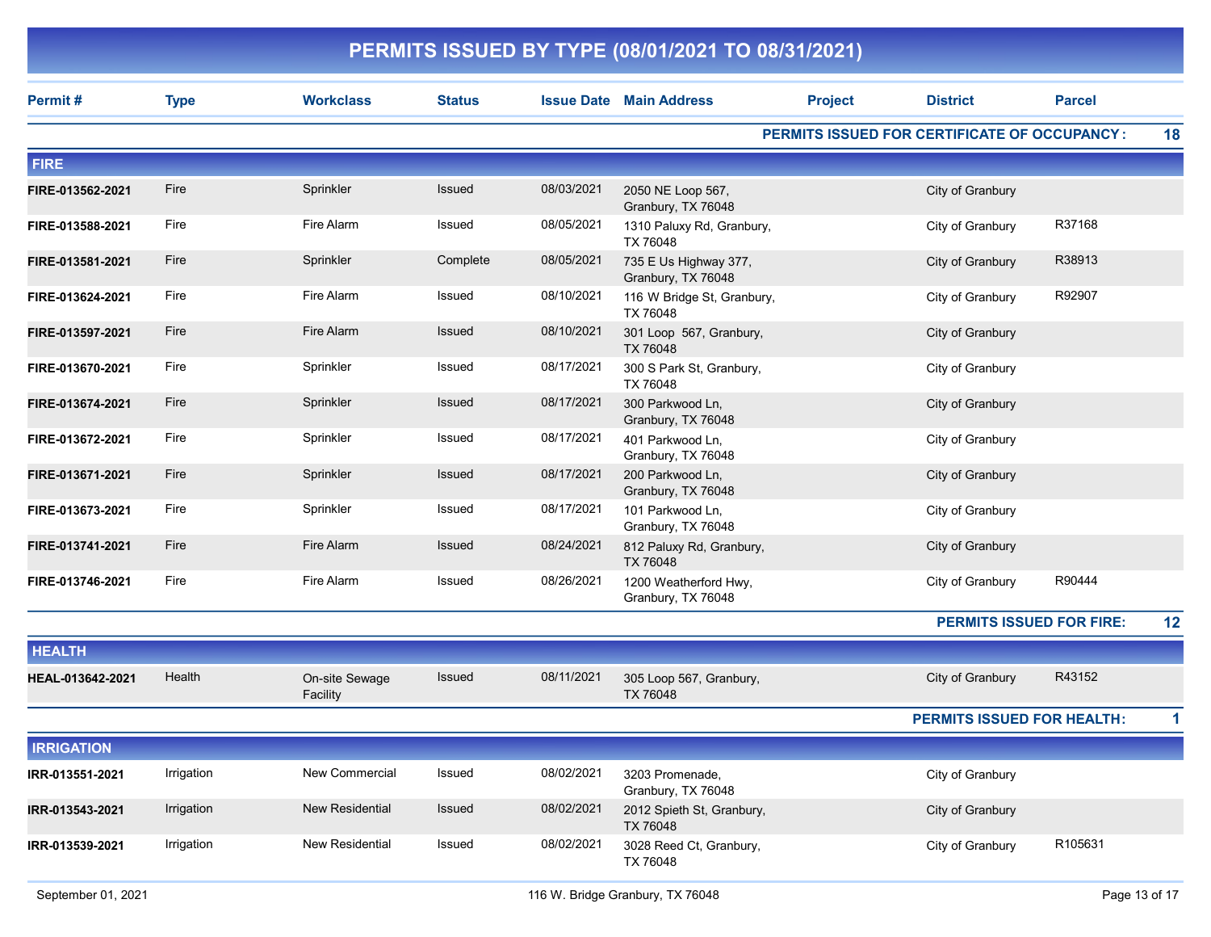# PERMITS ISSUED BY TYPE (08/01/2021 TO 08/31/2021)

| Permit # | Type | Workclass | Status | Issue Date | Main Address | Project | District | Parcel |
|---|---|---|---|---|---|---|---|---|
| | | | | | | | **PERMITS ISSUED FOR CERTIFICATE OF OCCUPANCY :** | **18** |
| **FIRE** | | | | | | | | |
| **FIRE-013562-2021** | Fire | Sprinkler | Issued | 08/03/2021 | 2050 NE Loop 567, Granbury, TX 76048 | | City of Granbury | |
| **FIRE-013588-2021** | Fire | Fire Alarm | Issued | 08/05/2021 | 1310 Paluxy Rd, Granbury, TX 76048 | | City of Granbury | R37168 |
| **FIRE-013581-2021** | Fire | Sprinkler | Complete | 08/05/2021 | 735 E Us Highway 377, Granbury, TX 76048 | | City of Granbury | R38913 |
| **FIRE-013624-2021** | Fire | Fire Alarm | Issued | 08/10/2021 | 116 W Bridge St, Granbury, TX 76048 | | City of Granbury | R92907 |
| **FIRE-013597-2021** | Fire | Fire Alarm | Issued | 08/10/2021 | 301 Loop 567, Granbury, TX 76048 | | City of Granbury | |
| **FIRE-013670-2021** | Fire | Sprinkler | Issued | 08/17/2021 | 300 S Park St, Granbury, TX 76048 | | City of Granbury | |
| **FIRE-013674-2021** | Fire | Sprinkler | Issued | 08/17/2021 | 300 Parkwood Ln, Granbury, TX 76048 | | City of Granbury | |
| **FIRE-013672-2021** | Fire | Sprinkler | Issued | 08/17/2021 | 401 Parkwood Ln, Granbury, TX 76048 | | City of Granbury | |
| **FIRE-013671-2021** | Fire | Sprinkler | Issued | 08/17/2021 | 200 Parkwood Ln, Granbury, TX 76048 | | City of Granbury | |
| **FIRE-013673-2021** | Fire | Sprinkler | Issued | 08/17/2021 | 101 Parkwood Ln, Granbury, TX 76048 | | City of Granbury | |
| **FIRE-013741-2021** | Fire | Fire Alarm | Issued | 08/24/2021 | 812 Paluxy Rd, Granbury, TX 76048 | | City of Granbury | |
| **FIRE-013746-2021** | Fire | Fire Alarm | Issued | 08/26/2021 | 1200 Weatherford Hwy, Granbury, TX 76048 | | City of Granbury | R90444 |
| | | | | | | | **PERMITS ISSUED FOR FIRE:** | **12** |
| **HEALTH** | | | | | | | | |
| **HEAL-013642-2021** | Health | On-site Sewage Facility | Issued | 08/11/2021 | 305 Loop 567, Granbury, TX 76048 | | City of Granbury | R43152 |
| | | | | | | | **PERMITS ISSUED FOR HEALTH:** | **1** |
| **IRRIGATION** | | | | | | | | |
| **IRR-013551-2021** | Irrigation | New Commercial | Issued | 08/02/2021 | 3203 Promenade, Granbury, TX 76048 | | City of Granbury | |
| **IRR-013543-2021** | Irrigation | New Residential | Issued | 08/02/2021 | 2012 Spieth St, Granbury, TX 76048 | | City of Granbury | |
| **IRR-013539-2021** | Irrigation | New Residential | Issued | 08/02/2021 | 3028 Reed Ct, Granbury, TX 76048 | | City of Granbury | R105631 |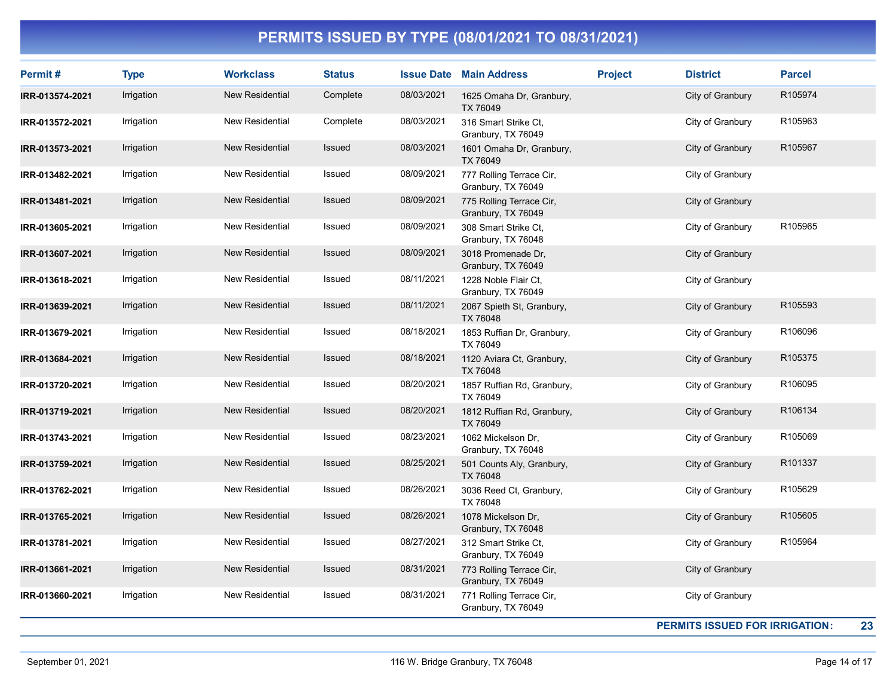# PERMITS ISSUED BY TYPE (08/01/2021 TO 08/31/2021)

| Permit # | Type | Workclass | Status | Issue Date | Main Address | Project | District | Parcel |
|---|---|---|---|---|---|---|---|---|
| IRR-013574-2021 | Irrigation | New Residential | Complete | 08/03/2021 | 1625 Omaha Dr, Granbury, TX 76049 | | City of Granbury | R105974 |
| IRR-013572-2021 | Irrigation | New Residential | Complete | 08/03/2021 | 316 Smart Strike Ct, Granbury, TX 76049 | | City of Granbury | R105963 |
| IRR-013573-2021 | Irrigation | New Residential | Issued | 08/03/2021 | 1601 Omaha Dr, Granbury, TX 76049 | | City of Granbury | R105967 |
| IRR-013482-2021 | Irrigation | New Residential | Issued | 08/09/2021 | 777 Rolling Terrace Cir, Granbury, TX 76049 | | City of Granbury | |
| IRR-013481-2021 | Irrigation | New Residential | Issued | 08/09/2021 | 775 Rolling Terrace Cir, Granbury, TX 76049 | | City of Granbury | |
| IRR-013605-2021 | Irrigation | New Residential | Issued | 08/09/2021 | 308 Smart Strike Ct, Granbury, TX 76048 | | City of Granbury | R105965 |
| IRR-013607-2021 | Irrigation | New Residential | Issued | 08/09/2021 | 3018 Promenade Dr, Granbury, TX 76049 | | City of Granbury | |
| IRR-013618-2021 | Irrigation | New Residential | Issued | 08/11/2021 | 1228 Noble Flair Ct, Granbury, TX 76049 | | City of Granbury | |
| IRR-013639-2021 | Irrigation | New Residential | Issued | 08/11/2021 | 2067 Spieth St, Granbury, TX 76048 | | City of Granbury | R105593 |
| IRR-013679-2021 | Irrigation | New Residential | Issued | 08/18/2021 | 1853 Ruffian Dr, Granbury, TX 76049 | | City of Granbury | R106096 |
| IRR-013684-2021 | Irrigation | New Residential | Issued | 08/18/2021 | 1120 Aviara Ct, Granbury, TX 76048 | | City of Granbury | R105375 |
| IRR-013720-2021 | Irrigation | New Residential | Issued | 08/20/2021 | 1857 Ruffian Rd, Granbury, TX 76049 | | City of Granbury | R106095 |
| IRR-013719-2021 | Irrigation | New Residential | Issued | 08/20/2021 | 1812 Ruffian Rd, Granbury, TX 76049 | | City of Granbury | R106134 |
| IRR-013743-2021 | Irrigation | New Residential | Issued | 08/23/2021 | 1062 Mickelson Dr, Granbury, TX 76048 | | City of Granbury | R105069 |
| IRR-013759-2021 | Irrigation | New Residential | Issued | 08/25/2021 | 501 Counts Aly, Granbury, TX 76048 | | City of Granbury | R101337 |
| IRR-013762-2021 | Irrigation | New Residential | Issued | 08/26/2021 | 3036 Reed Ct, Granbury, TX 76048 | | City of Granbury | R105629 |
| IRR-013765-2021 | Irrigation | New Residential | Issued | 08/26/2021 | 1078 Mickelson Dr, Granbury, TX 76048 | | City of Granbury | R105605 |
| IRR-013781-2021 | Irrigation | New Residential | Issued | 08/27/2021 | 312 Smart Strike Ct, Granbury, TX 76049 | | City of Granbury | R105964 |
| IRR-013661-2021 | Irrigation | New Residential | Issued | 08/31/2021 | 773 Rolling Terrace Cir, Granbury, TX 76049 | | City of Granbury | |
| IRR-013660-2021 | Irrigation | New Residential | Issued | 08/31/2021 | 771 Rolling Terrace Cir, Granbury, TX 76049 | | City of Granbury | |

**PERMITS ISSUED FOR IRRIGATION: 23**

September 01, 2021 — 116 W. Bridge Granbury, TX 76048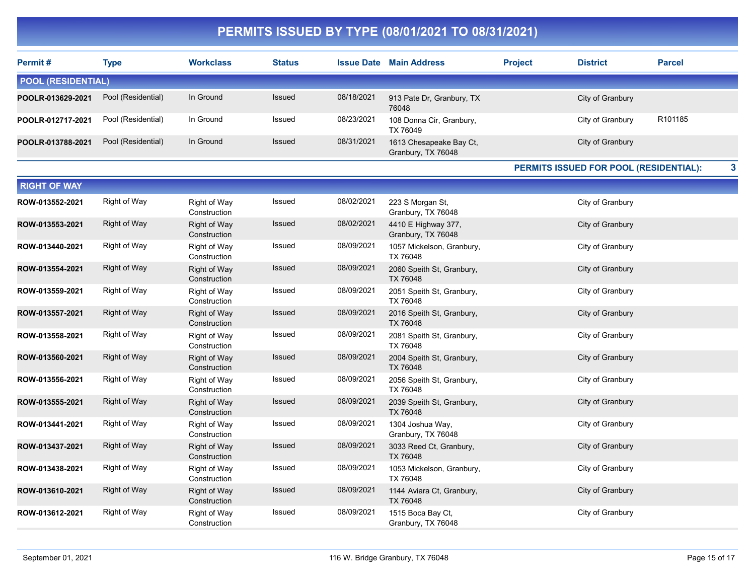# PERMITS ISSUED BY TYPE (08/01/2021 TO 08/31/2021)

| Permit # | Type | Workclass | Status | Issue Date | Main Address | Project | District | Parcel |
|---|---|---|---|---|---|---|---|---|
| **POOL (RESIDENTIAL)** | | | | | | | | |
| **POOLR-013629-2021** | Pool (Residential) | In Ground | Issued | 08/18/2021 | 913 Pate Dr, Granbury, TX 76048 | | City of Granbury | |
| **POOLR-012717-2021** | Pool (Residential) | In Ground | Issued | 08/23/2021 | 108 Donna Cir, Granbury, TX 76049 | | City of Granbury | R101185 |
| **POOLR-013788-2021** | Pool (Residential) | In Ground | Issued | 08/31/2021 | 1613 Chesapeake Bay Ct, Granbury, TX 76048 | | City of Granbury | |

**PERMITS ISSUED FOR POOL (RESIDENTIAL): 3**

| Permit # | Type | Workclass | Status | Issue Date | Main Address | Project | District | Parcel |
|---|---|---|---|---|---|---|---|---|
| **RIGHT OF WAY** | | | | | | | | |
| **ROW-013552-2021** | Right of Way | Right of Way Construction | Issued | 08/02/2021 | 223 S Morgan St, Granbury, TX 76048 | | City of Granbury | |
| **ROW-013553-2021** | Right of Way | Right of Way Construction | Issued | 08/02/2021 | 4410 E Highway 377, Granbury, TX 76048 | | City of Granbury | |
| **ROW-013440-2021** | Right of Way | Right of Way Construction | Issued | 08/09/2021 | 1057 Mickelson, Granbury, TX 76048 | | City of Granbury | |
| **ROW-013554-2021** | Right of Way | Right of Way Construction | Issued | 08/09/2021 | 2060 Speith St, Granbury, TX 76048 | | City of Granbury | |
| **ROW-013559-2021** | Right of Way | Right of Way Construction | Issued | 08/09/2021 | 2051 Speith St, Granbury, TX 76048 | | City of Granbury | |
| **ROW-013557-2021** | Right of Way | Right of Way Construction | Issued | 08/09/2021 | 2016 Speith St, Granbury, TX 76048 | | City of Granbury | |
| **ROW-013558-2021** | Right of Way | Right of Way Construction | Issued | 08/09/2021 | 2081 Speith St, Granbury, TX 76048 | | City of Granbury | |
| **ROW-013560-2021** | Right of Way | Right of Way Construction | Issued | 08/09/2021 | 2004 Speith St, Granbury, TX 76048 | | City of Granbury | |
| **ROW-013556-2021** | Right of Way | Right of Way Construction | Issued | 08/09/2021 | 2056 Speith St, Granbury, TX 76048 | | City of Granbury | |
| **ROW-013555-2021** | Right of Way | Right of Way Construction | Issued | 08/09/2021 | 2039 Speith St, Granbury, TX 76048 | | City of Granbury | |
| **ROW-013441-2021** | Right of Way | Right of Way Construction | Issued | 08/09/2021 | 1304 Joshua Way, Granbury, TX 76048 | | City of Granbury | |
| **ROW-013437-2021** | Right of Way | Right of Way Construction | Issued | 08/09/2021 | 3033 Reed Ct, Granbury, TX 76048 | | City of Granbury | |
| **ROW-013438-2021** | Right of Way | Right of Way Construction | Issued | 08/09/2021 | 1053 Mickelson, Granbury, TX 76048 | | City of Granbury | |
| **ROW-013610-2021** | Right of Way | Right of Way Construction | Issued | 08/09/2021 | 1144 Aviara Ct, Granbury, TX 76048 | | City of Granbury | |
| **ROW-013612-2021** | Right of Way | Right of Way Construction | Issued | 08/09/2021 | 1515 Boca Bay Ct, Granbury, TX 76048 | | City of Granbury | |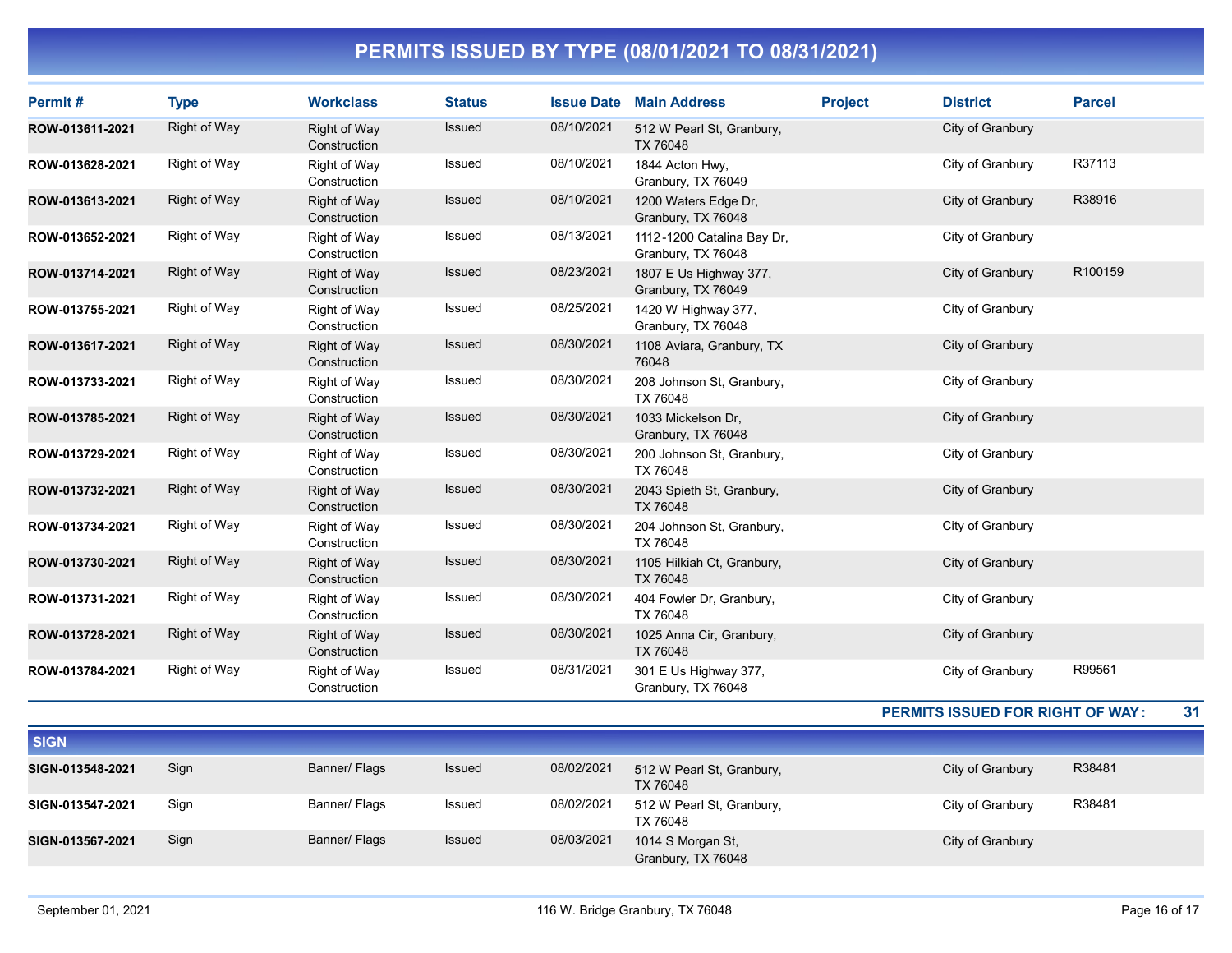# PERMITS ISSUED BY TYPE (08/01/2021 TO 08/31/2021)

| Permit # | Type | Workclass | Status | Issue Date | Main Address | Project | District | Parcel |
|---|---|---|---|---|---|---|---|---|
| ROW-013611-2021 | Right of Way | Right of Way Construction | Issued | 08/10/2021 | 512 W Pearl St, Granbury, TX 76048 | | City of Granbury | |
| ROW-013628-2021 | Right of Way | Right of Way Construction | Issued | 08/10/2021 | 1844 Acton Hwy, Granbury, TX 76049 | | City of Granbury | R37113 |
| ROW-013613-2021 | Right of Way | Right of Way Construction | Issued | 08/10/2021 | 1200 Waters Edge Dr, Granbury, TX 76048 | | City of Granbury | R38916 |
| ROW-013652-2021 | Right of Way | Right of Way Construction | Issued | 08/13/2021 | 1112-1200 Catalina Bay Dr, Granbury, TX 76048 | | City of Granbury | |
| ROW-013714-2021 | Right of Way | Right of Way Construction | Issued | 08/23/2021 | 1807 E Us Highway 377, Granbury, TX 76049 | | City of Granbury | R100159 |
| ROW-013755-2021 | Right of Way | Right of Way Construction | Issued | 08/25/2021 | 1420 W Highway 377, Granbury, TX 76048 | | City of Granbury | |
| ROW-013617-2021 | Right of Way | Right of Way Construction | Issued | 08/30/2021 | 1108 Aviara, Granbury, TX 76048 | | City of Granbury | |
| ROW-013733-2021 | Right of Way | Right of Way Construction | Issued | 08/30/2021 | 208 Johnson St, Granbury, TX 76048 | | City of Granbury | |
| ROW-013785-2021 | Right of Way | Right of Way Construction | Issued | 08/30/2021 | 1033 Mickelson Dr, Granbury, TX 76048 | | City of Granbury | |
| ROW-013729-2021 | Right of Way | Right of Way Construction | Issued | 08/30/2021 | 200 Johnson St, Granbury, TX 76048 | | City of Granbury | |
| ROW-013732-2021 | Right of Way | Right of Way Construction | Issued | 08/30/2021 | 2043 Spieth St, Granbury, TX 76048 | | City of Granbury | |
| ROW-013734-2021 | Right of Way | Right of Way Construction | Issued | 08/30/2021 | 204 Johnson St, Granbury, TX 76048 | | City of Granbury | |
| ROW-013730-2021 | Right of Way | Right of Way Construction | Issued | 08/30/2021 | 1105 Hilkiah Ct, Granbury, TX 76048 | | City of Granbury | |
| ROW-013731-2021 | Right of Way | Right of Way Construction | Issued | 08/30/2021 | 404 Fowler Dr, Granbury, TX 76048 | | City of Granbury | |
| ROW-013728-2021 | Right of Way | Right of Way Construction | Issued | 08/30/2021 | 1025 Anna Cir, Granbury, TX 76048 | | City of Granbury | |
| ROW-013784-2021 | Right of Way | Right of Way Construction | Issued | 08/31/2021 | 301 E Us Highway 377, Granbury, TX 76048 | | City of Granbury | R99561 |

**PERMITS ISSUED FOR RIGHT OF WAY: 31**

## SIGN

| Permit # | Type | Workclass | Status | Issue Date | Main Address | Project | District | Parcel |
|---|---|---|---|---|---|---|---|---|
| SIGN-013548-2021 | Sign | Banner/ Flags | Issued | 08/02/2021 | 512 W Pearl St, Granbury, TX 76048 | | City of Granbury | R38481 |
| SIGN-013547-2021 | Sign | Banner/ Flags | Issued | 08/02/2021 | 512 W Pearl St, Granbury, TX 76048 | | City of Granbury | R38481 |
| SIGN-013567-2021 | Sign | Banner/ Flags | Issued | 08/03/2021 | 1014 S Morgan St, Granbury, TX 76048 | | City of Granbury | |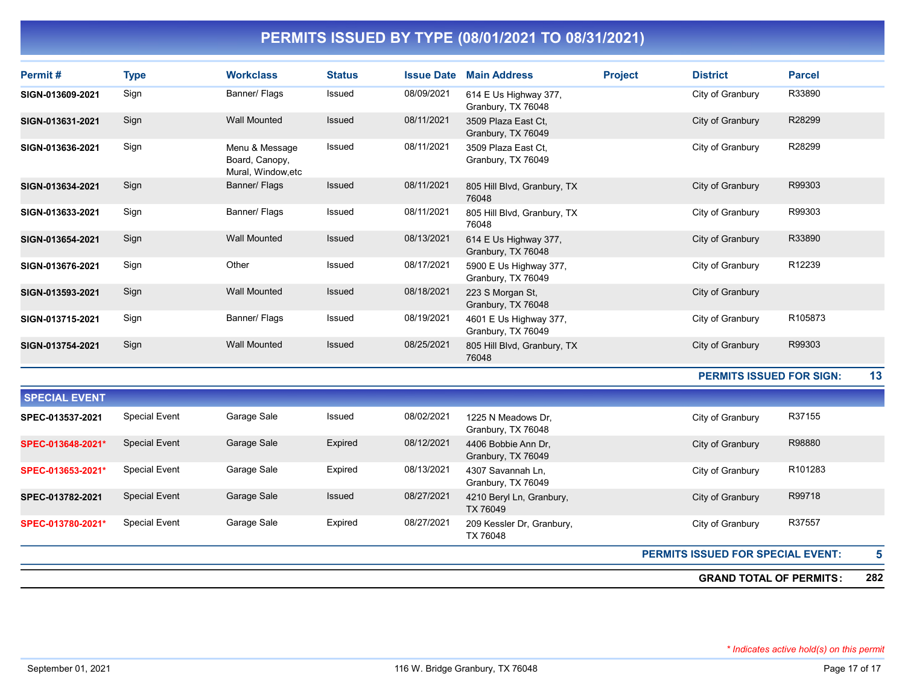# PERMITS ISSUED BY TYPE (08/01/2021 TO 08/31/2021)

| Permit # | Type | Workclass | Status | Issue Date | Main Address | Project | District | Parcel |
|---|---|---|---|---|---|---|---|---|
| SIGN-013609-2021 | Sign | Banner/ Flags | Issued | 08/09/2021 | 614 E Us Highway 377, Granbury, TX 76048 | | City of Granbury | R33890 |
| SIGN-013631-2021 | Sign | Wall Mounted | Issued | 08/11/2021 | 3509 Plaza East Ct, Granbury, TX 76049 | | City of Granbury | R28299 |
| SIGN-013636-2021 | Sign | Menu & Message Board, Canopy, Mural, Window,etc | Issued | 08/11/2021 | 3509 Plaza East Ct, Granbury, TX 76049 | | City of Granbury | R28299 |
| SIGN-013634-2021 | Sign | Banner/ Flags | Issued | 08/11/2021 | 805 Hill Blvd, Granbury, TX 76048 | | City of Granbury | R99303 |
| SIGN-013633-2021 | Sign | Banner/ Flags | Issued | 08/11/2021 | 805 Hill Blvd, Granbury, TX 76048 | | City of Granbury | R99303 |
| SIGN-013654-2021 | Sign | Wall Mounted | Issued | 08/13/2021 | 614 E Us Highway 377, Granbury, TX 76048 | | City of Granbury | R33890 |
| SIGN-013676-2021 | Sign | Other | Issued | 08/17/2021 | 5900 E Us Highway 377, Granbury, TX 76049 | | City of Granbury | R12239 |
| SIGN-013593-2021 | Sign | Wall Mounted | Issued | 08/18/2021 | 223 S Morgan St, Granbury, TX 76048 | | City of Granbury | |
| SIGN-013715-2021 | Sign | Banner/ Flags | Issued | 08/19/2021 | 4601 E Us Highway 377, Granbury, TX 76049 | | City of Granbury | R105873 |
| SIGN-013754-2021 | Sign | Wall Mounted | Issued | 08/25/2021 | 805 Hill Blvd, Granbury, TX 76048 | | City of Granbury | R99303 |

**PERMITS ISSUED FOR SIGN: 13**

## SPECIAL EVENT

| Permit # | Type | Workclass | Status | Issue Date | Main Address | Project | District | Parcel |
|---|---|---|---|---|---|---|---|---|
| SPEC-013537-2021 | Special Event | Garage Sale | Issued | 08/02/2021 | 1225 N Meadows Dr, Granbury, TX 76048 | | City of Granbury | R37155 |
| SPEC-013648-2021* | Special Event | Garage Sale | Expired | 08/12/2021 | 4406 Bobbie Ann Dr, Granbury, TX 76049 | | City of Granbury | R98880 |
| SPEC-013653-2021* | Special Event | Garage Sale | Expired | 08/13/2021 | 4307 Savannah Ln, Granbury, TX 76049 | | City of Granbury | R101283 |
| SPEC-013782-2021 | Special Event | Garage Sale | Issued | 08/27/2021 | 4210 Beryl Ln, Granbury, TX 76049 | | City of Granbury | R99718 |
| SPEC-013780-2021* | Special Event | Garage Sale | Expired | 08/27/2021 | 209 Kessler Dr, Granbury, TX 76048 | | City of Granbury | R37557 |

**PERMITS ISSUED FOR SPECIAL EVENT: 5**

**GRAND TOTAL OF PERMITS: 282**

*\* Indicates active hold(s) on this permit*

September 01, 2021 116 W. Bridge Granbury, TX 76048